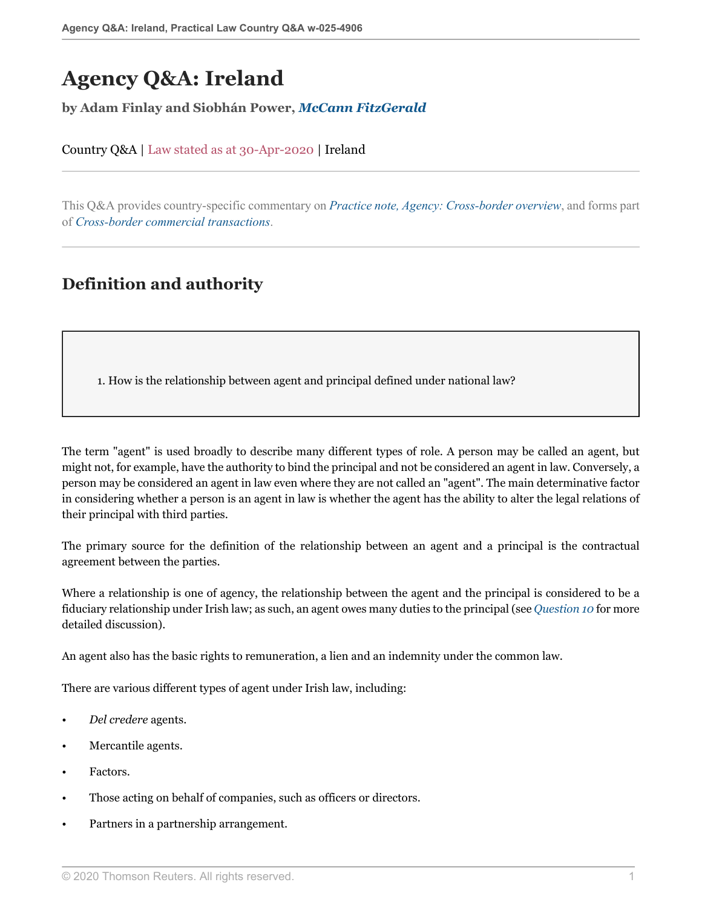# Agency Q&A: Ireland

**by Adam Finlay and Siobhán Power, *McCann FitzGerald***

Country Q&A | Law stated as at 30-Apr-2020 | Ireland

This Q&A provides country-specific commentary on *Practice note, Agency: Cross-border overview*, and forms part of *Cross-border commercial transactions*.

## Definition and authority

1. How is the relationship between agent and principal defined under national law?

The term "agent" is used broadly to describe many different types of role. A person may be called an agent, but might not, for example, have the authority to bind the principal and not be considered an agent in law. Conversely, a person may be considered an agent in law even where they are not called an "agent". The main determinative factor in considering whether a person is an agent in law is whether the agent has the ability to alter the legal relations of their principal with third parties.

The primary source for the definition of the relationship between an agent and a principal is the contractual agreement between the parties.

Where a relationship is one of agency, the relationship between the agent and the principal is considered to be a fiduciary relationship under Irish law; as such, an agent owes many duties to the principal (see *Question 10* for more detailed discussion).

An agent also has the basic rights to remuneration, a lien and an indemnity under the common law.

There are various different types of agent under Irish law, including:

- *Del credere* agents.
- Mercantile agents.
- Factors.
- Those acting on behalf of companies, such as officers or directors.
- Partners in a partnership arrangement.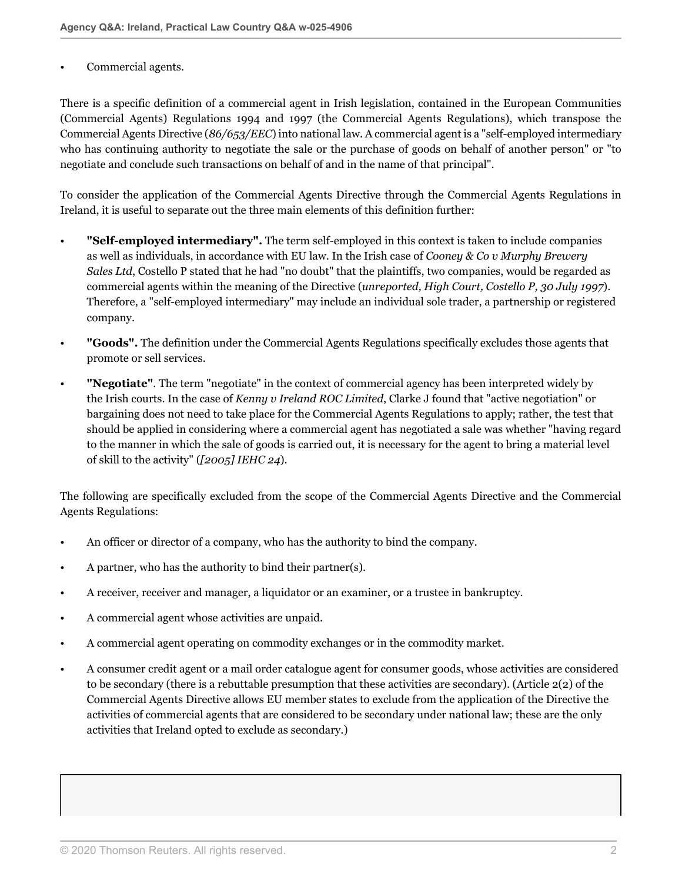- Commercial agents.

There is a specific definition of a commercial agent in Irish legislation, contained in the European Communities (Commercial Agents) Regulations 1994 and 1997 (the Commercial Agents Regulations), which transpose the Commercial Agents Directive (*86/653/EEC*) into national law. A commercial agent is a "self-employed intermediary who has continuing authority to negotiate the sale or the purchase of goods on behalf of another person" or "to negotiate and conclude such transactions on behalf of and in the name of that principal".

To consider the application of the Commercial Agents Directive through the Commercial Agents Regulations in Ireland, it is useful to separate out the three main elements of this definition further:

- **"Self-employed intermediary".** The term self-employed in this context is taken to include companies as well as individuals, in accordance with EU law. In the Irish case of *Cooney & Co v Murphy Brewery Sales Ltd*, Costello P stated that he had "no doubt" that the plaintiffs, two companies, would be regarded as commercial agents within the meaning of the Directive (*unreported, High Court, Costello P, 30 July 1997*). Therefore, a "self-employed intermediary" may include an individual sole trader, a partnership or registered company.
- **"Goods".** The definition under the Commercial Agents Regulations specifically excludes those agents that promote or sell services.
- **"Negotiate"**. The term "negotiate" in the context of commercial agency has been interpreted widely by the Irish courts. In the case of *Kenny v Ireland ROC Limited*, Clarke J found that "active negotiation" or bargaining does not need to take place for the Commercial Agents Regulations to apply; rather, the test that should be applied in considering where a commercial agent has negotiated a sale was whether "having regard to the manner in which the sale of goods is carried out, it is necessary for the agent to bring a material level of skill to the activity" (*[2005] IEHC 24*).

The following are specifically excluded from the scope of the Commercial Agents Directive and the Commercial Agents Regulations:

- An officer or director of a company, who has the authority to bind the company.
- A partner, who has the authority to bind their partner(s).
- A receiver, receiver and manager, a liquidator or an examiner, or a trustee in bankruptcy.
- A commercial agent whose activities are unpaid.
- A commercial agent operating on commodity exchanges or in the commodity market.
- A consumer credit agent or a mail order catalogue agent for consumer goods, whose activities are considered to be secondary (there is a rebuttable presumption that these activities are secondary). (Article 2(2) of the Commercial Agents Directive allows EU member states to exclude from the application of the Directive the activities of commercial agents that are considered to be secondary under national law; these are the only activities that Ireland opted to exclude as secondary.)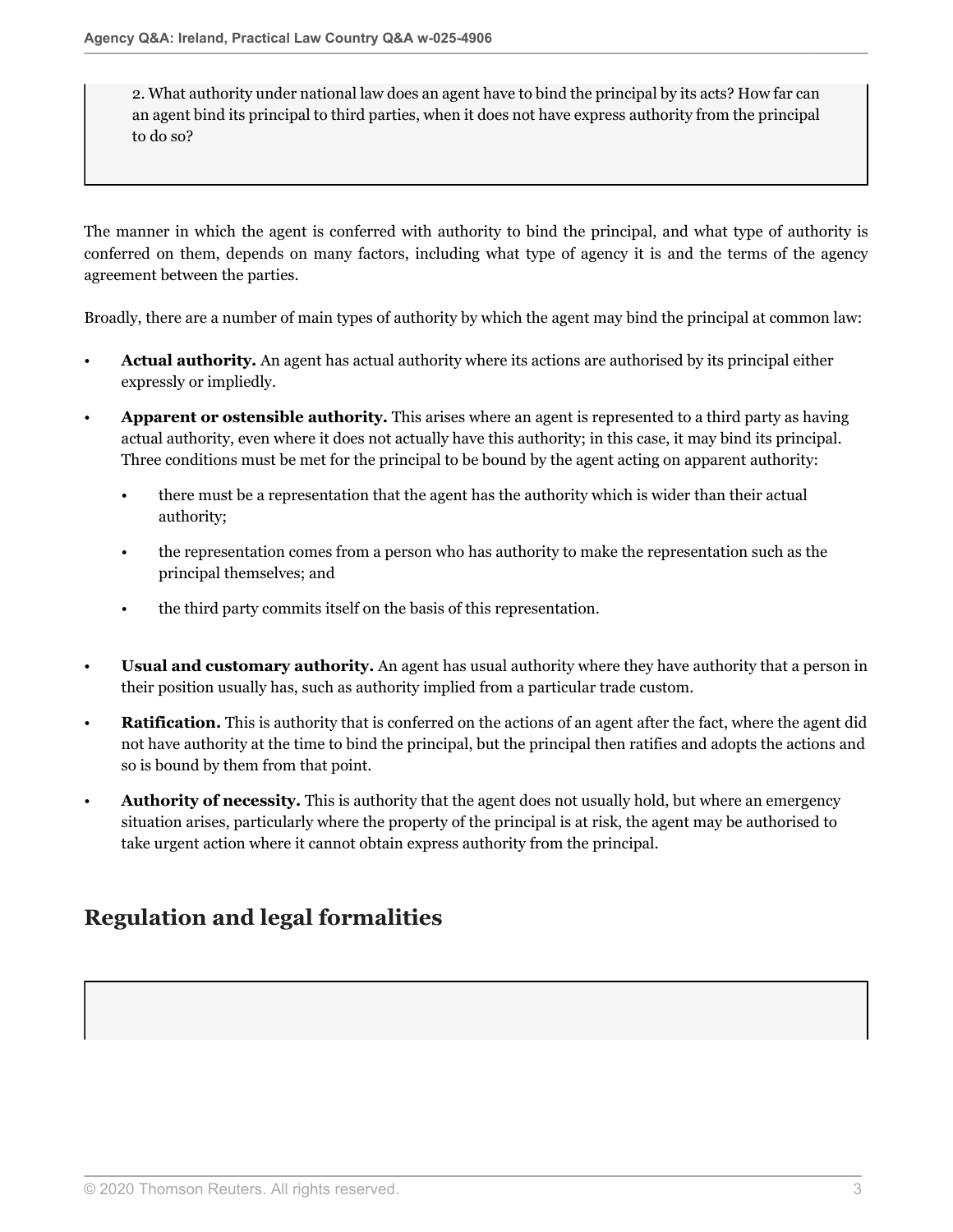2. What authority under national law does an agent have to bind the principal by its acts? How far can an agent bind its principal to third parties, when it does not have express authority from the principal to do so?

The manner in which the agent is conferred with authority to bind the principal, and what type of authority is conferred on them, depends on many factors, including what type of agency it is and the terms of the agency agreement between the parties.

Broadly, there are a number of main types of authority by which the agent may bind the principal at common law:

- **Actual authority.** An agent has actual authority where its actions are authorised by its principal either expressly or impliedly.
- **Apparent or ostensible authority.** This arises where an agent is represented to a third party as having actual authority, even where it does not actually have this authority; in this case, it may bind its principal. Three conditions must be met for the principal to be bound by the agent acting on apparent authority:
  - there must be a representation that the agent has the authority which is wider than their actual authority;
  - the representation comes from a person who has authority to make the representation such as the principal themselves; and
  - the third party commits itself on the basis of this representation.
- **Usual and customary authority.** An agent has usual authority where they have authority that a person in their position usually has, such as authority implied from a particular trade custom.
- **Ratification.** This is authority that is conferred on the actions of an agent after the fact, where the agent did not have authority at the time to bind the principal, but the principal then ratifies and adopts the actions and so is bound by them from that point.
- **Authority of necessity.** This is authority that the agent does not usually hold, but where an emergency situation arises, particularly where the property of the principal is at risk, the agent may be authorised to take urgent action where it cannot obtain express authority from the principal.

## Regulation and legal formalities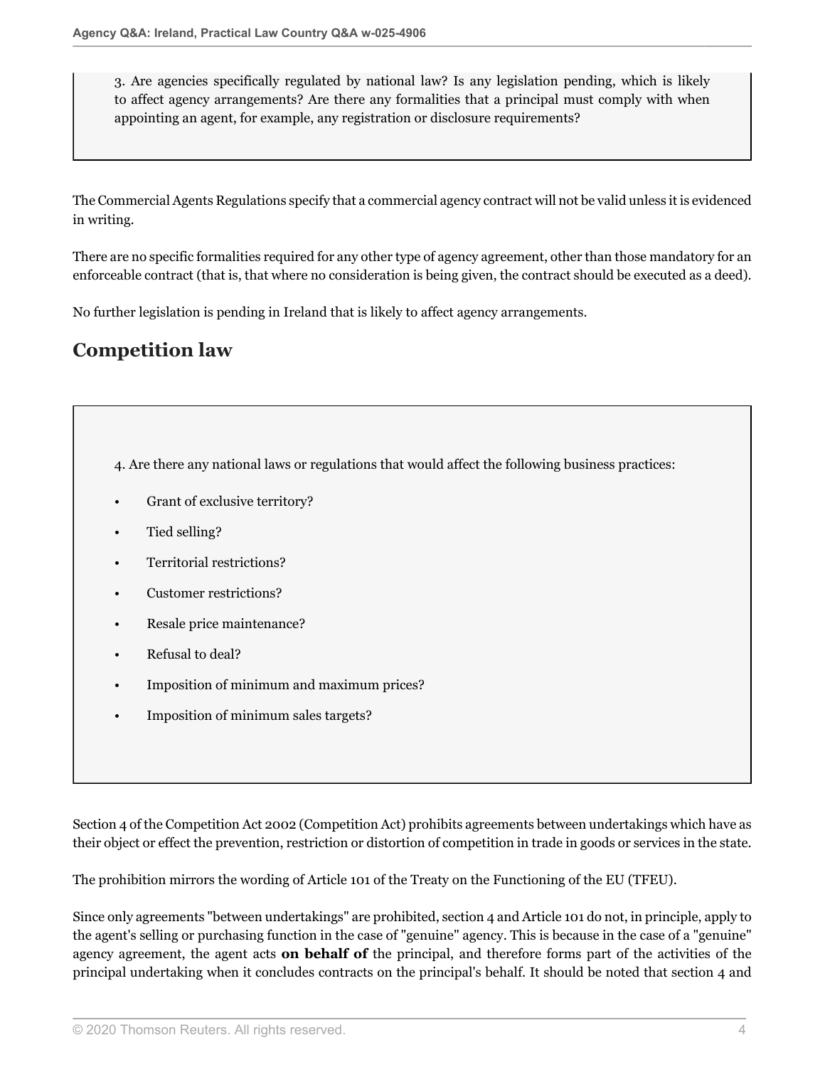3. Are agencies specifically regulated by national law? Is any legislation pending, which is likely to affect agency arrangements? Are there any formalities that a principal must comply with when appointing an agent, for example, any registration or disclosure requirements?

The Commercial Agents Regulations specify that a commercial agency contract will not be valid unless it is evidenced in writing.

There are no specific formalities required for any other type of agency agreement, other than those mandatory for an enforceable contract (that is, that where no consideration is being given, the contract should be executed as a deed).

No further legislation is pending in Ireland that is likely to affect agency arrangements.

## Competition law

4. Are there any national laws or regulations that would affect the following business practices:

- Grant of exclusive territory?
- Tied selling?
- Territorial restrictions?
- Customer restrictions?
- Resale price maintenance?
- Refusal to deal?
- Imposition of minimum and maximum prices?
- Imposition of minimum sales targets?

Section 4 of the Competition Act 2002 (Competition Act) prohibits agreements between undertakings which have as their object or effect the prevention, restriction or distortion of competition in trade in goods or services in the state.

The prohibition mirrors the wording of Article 101 of the Treaty on the Functioning of the EU (TFEU).

Since only agreements "between undertakings" are prohibited, section 4 and Article 101 do not, in principle, apply to the agent's selling or purchasing function in the case of "genuine" agency. This is because in the case of a "genuine" agency agreement, the agent acts **on behalf of** the principal, and therefore forms part of the activities of the principal undertaking when it concludes contracts on the principal's behalf. It should be noted that section 4 and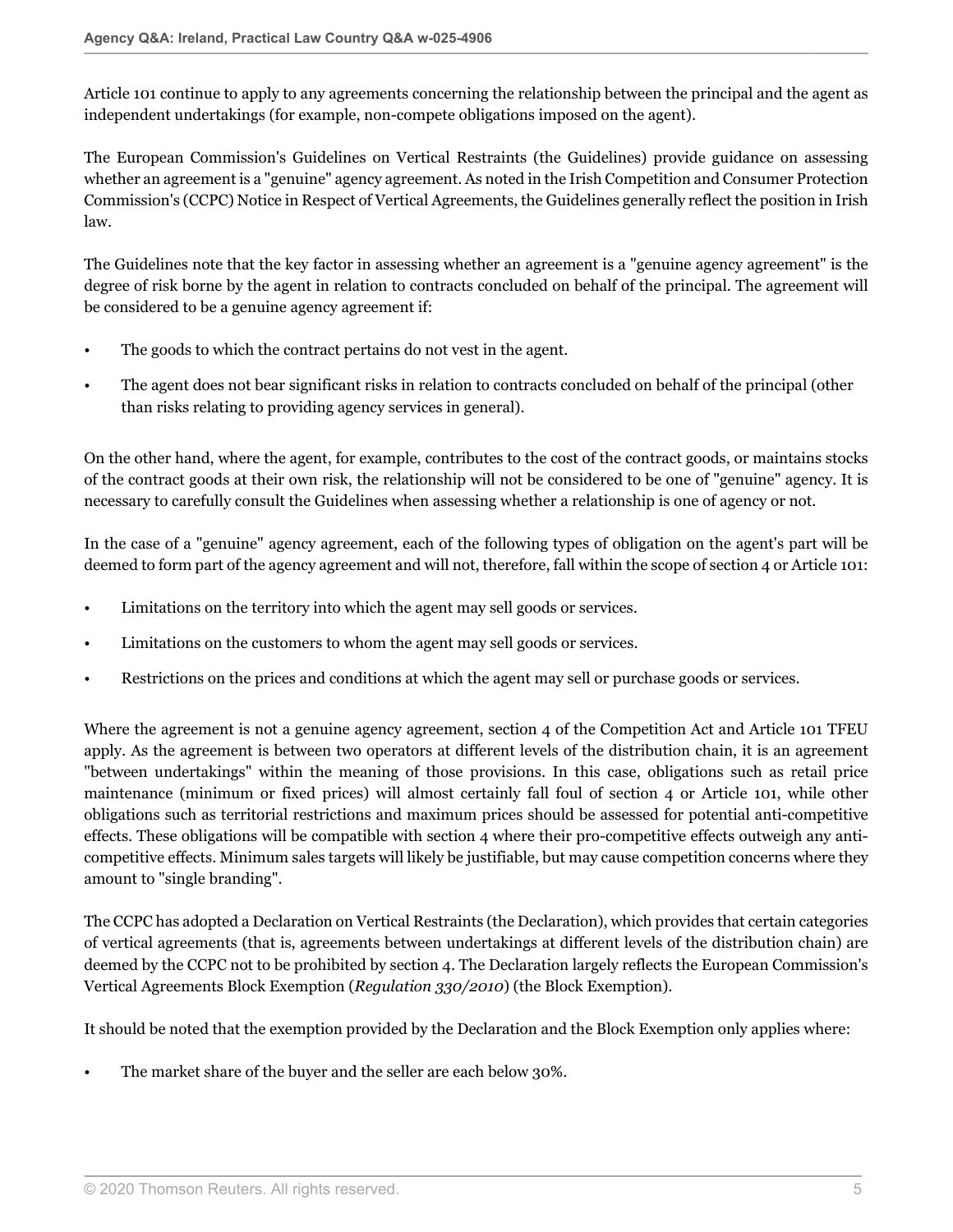Article 101 continue to apply to any agreements concerning the relationship between the principal and the agent as independent undertakings (for example, non-compete obligations imposed on the agent).

The European Commission's Guidelines on Vertical Restraints (the Guidelines) provide guidance on assessing whether an agreement is a "genuine" agency agreement. As noted in the Irish Competition and Consumer Protection Commission's (CCPC) Notice in Respect of Vertical Agreements, the Guidelines generally reflect the position in Irish law.

The Guidelines note that the key factor in assessing whether an agreement is a "genuine agency agreement" is the degree of risk borne by the agent in relation to contracts concluded on behalf of the principal. The agreement will be considered to be a genuine agency agreement if:

- The goods to which the contract pertains do not vest in the agent.
- The agent does not bear significant risks in relation to contracts concluded on behalf of the principal (other than risks relating to providing agency services in general).

On the other hand, where the agent, for example, contributes to the cost of the contract goods, or maintains stocks of the contract goods at their own risk, the relationship will not be considered to be one of "genuine" agency. It is necessary to carefully consult the Guidelines when assessing whether a relationship is one of agency or not.

In the case of a "genuine" agency agreement, each of the following types of obligation on the agent's part will be deemed to form part of the agency agreement and will not, therefore, fall within the scope of section 4 or Article 101:

- Limitations on the territory into which the agent may sell goods or services.
- Limitations on the customers to whom the agent may sell goods or services.
- Restrictions on the prices and conditions at which the agent may sell or purchase goods or services.

Where the agreement is not a genuine agency agreement, section 4 of the Competition Act and Article 101 TFEU apply. As the agreement is between two operators at different levels of the distribution chain, it is an agreement "between undertakings" within the meaning of those provisions. In this case, obligations such as retail price maintenance (minimum or fixed prices) will almost certainly fall foul of section 4 or Article 101, while other obligations such as territorial restrictions and maximum prices should be assessed for potential anti-competitive effects. These obligations will be compatible with section 4 where their pro-competitive effects outweigh any anti-competitive effects. Minimum sales targets will likely be justifiable, but may cause competition concerns where they amount to "single branding".

The CCPC has adopted a Declaration on Vertical Restraints (the Declaration), which provides that certain categories of vertical agreements (that is, agreements between undertakings at different levels of the distribution chain) are deemed by the CCPC not to be prohibited by section 4. The Declaration largely reflects the European Commission's Vertical Agreements Block Exemption (*Regulation 330/2010*) (the Block Exemption).

It should be noted that the exemption provided by the Declaration and the Block Exemption only applies where:

- The market share of the buyer and the seller are each below 30%.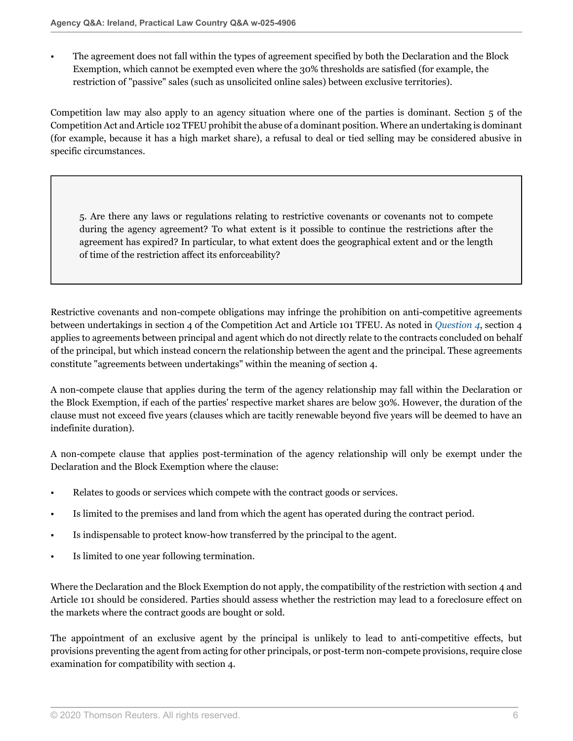- The agreement does not fall within the types of agreement specified by both the Declaration and the Block Exemption, which cannot be exempted even where the 30% thresholds are satisfied (for example, the restriction of "passive" sales (such as unsolicited online sales) between exclusive territories).

Competition law may also apply to an agency situation where one of the parties is dominant. Section 5 of the Competition Act and Article 102 TFEU prohibit the abuse of a dominant position. Where an undertaking is dominant (for example, because it has a high market share), a refusal to deal or tied selling may be considered abusive in specific circumstances.

> 5. Are there any laws or regulations relating to restrictive covenants or covenants not to compete during the agency agreement? To what extent is it possible to continue the restrictions after the agreement has expired? In particular, to what extent does the geographical extent and or the length of time of the restriction affect its enforceability?

Restrictive covenants and non-compete obligations may infringe the prohibition on anti-competitive agreements between undertakings in section 4 of the Competition Act and Article 101 TFEU. As noted in *Question 4*, section 4 applies to agreements between principal and agent which do not directly relate to the contracts concluded on behalf of the principal, but which instead concern the relationship between the agent and the principal. These agreements constitute "agreements between undertakings" within the meaning of section 4.

A non-compete clause that applies during the term of the agency relationship may fall within the Declaration or the Block Exemption, if each of the parties' respective market shares are below 30%. However, the duration of the clause must not exceed five years (clauses which are tacitly renewable beyond five years will be deemed to have an indefinite duration).

A non-compete clause that applies post-termination of the agency relationship will only be exempt under the Declaration and the Block Exemption where the clause:

- Relates to goods or services which compete with the contract goods or services.
- Is limited to the premises and land from which the agent has operated during the contract period.
- Is indispensable to protect know-how transferred by the principal to the agent.
- Is limited to one year following termination.

Where the Declaration and the Block Exemption do not apply, the compatibility of the restriction with section 4 and Article 101 should be considered. Parties should assess whether the restriction may lead to a foreclosure effect on the markets where the contract goods are bought or sold.

The appointment of an exclusive agent by the principal is unlikely to lead to anti-competitive effects, but provisions preventing the agent from acting for other principals, or post-term non-compete provisions, require close examination for compatibility with section 4.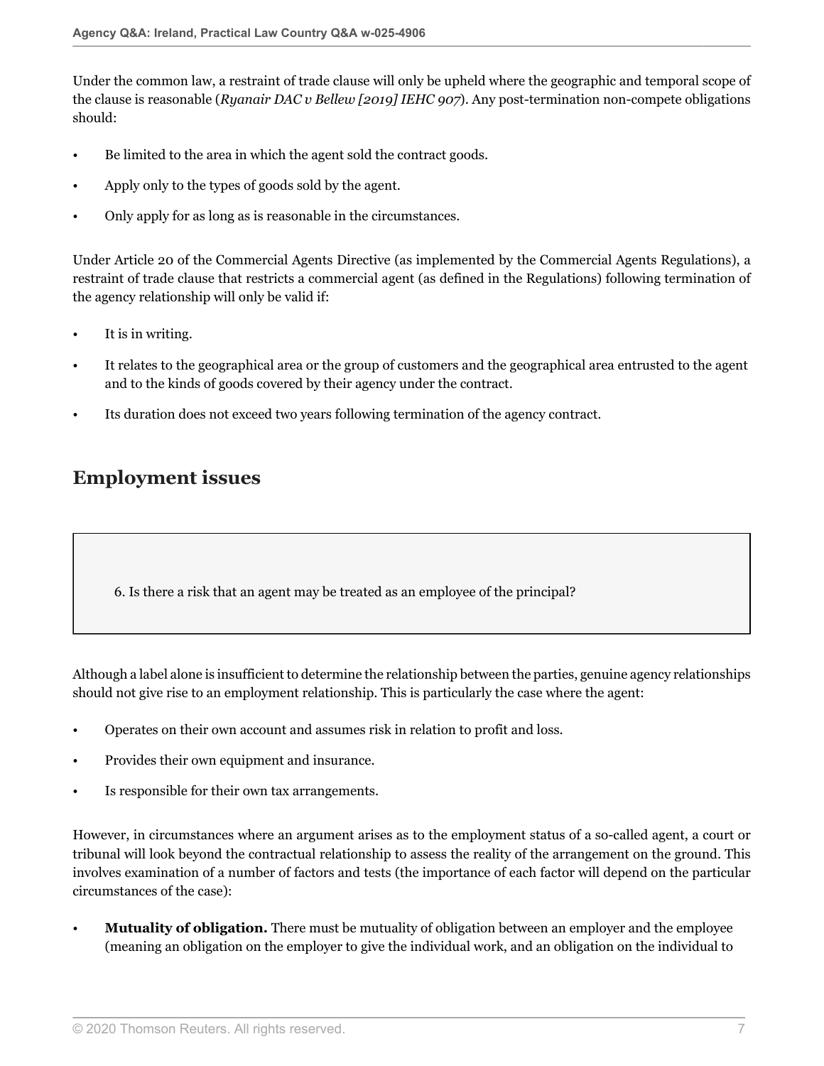Under the common law, a restraint of trade clause will only be upheld where the geographic and temporal scope of the clause is reasonable (*Ryanair DAC v Bellew [2019] IEHC 907*). Any post-termination non-compete obligations should:

- Be limited to the area in which the agent sold the contract goods.
- Apply only to the types of goods sold by the agent.
- Only apply for as long as is reasonable in the circumstances.

Under Article 20 of the Commercial Agents Directive (as implemented by the Commercial Agents Regulations), a restraint of trade clause that restricts a commercial agent (as defined in the Regulations) following termination of the agency relationship will only be valid if:

- It is in writing.
- It relates to the geographical area or the group of customers and the geographical area entrusted to the agent and to the kinds of goods covered by their agency under the contract.
- Its duration does not exceed two years following termination of the agency contract.

## Employment issues

6. Is there a risk that an agent may be treated as an employee of the principal?

Although a label alone is insufficient to determine the relationship between the parties, genuine agency relationships should not give rise to an employment relationship. This is particularly the case where the agent:

- Operates on their own account and assumes risk in relation to profit and loss.
- Provides their own equipment and insurance.
- Is responsible for their own tax arrangements.

However, in circumstances where an argument arises as to the employment status of a so-called agent, a court or tribunal will look beyond the contractual relationship to assess the reality of the arrangement on the ground. This involves examination of a number of factors and tests (the importance of each factor will depend on the particular circumstances of the case):

- **Mutuality of obligation.** There must be mutuality of obligation between an employer and the employee (meaning an obligation on the employer to give the individual work, and an obligation on the individual to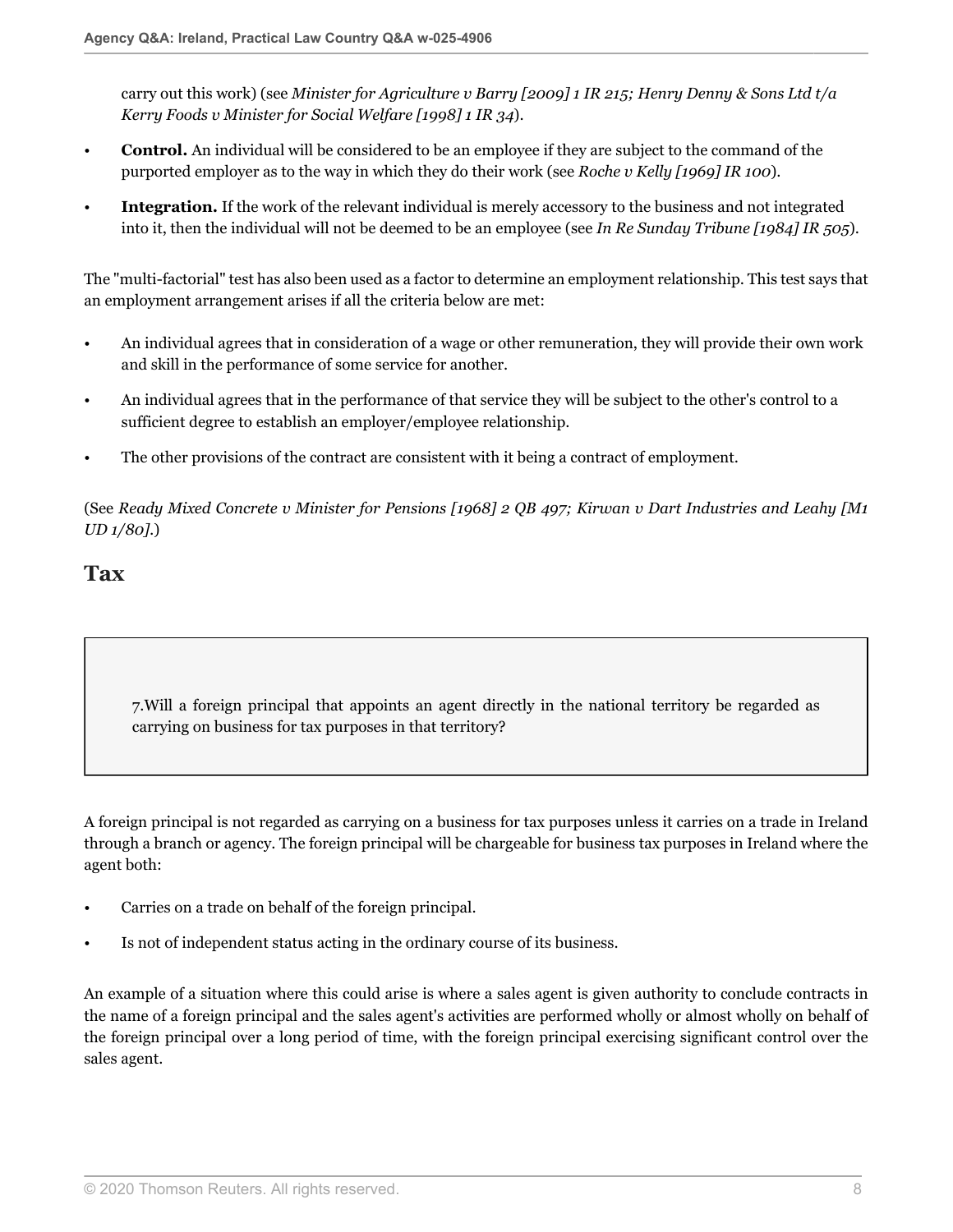carry out this work) (see *Minister for Agriculture v Barry [2009] 1 IR 215; Henry Denny & Sons Ltd t/a Kerry Foods v Minister for Social Welfare [1998] 1 IR 34*).

- **Control.** An individual will be considered to be an employee if they are subject to the command of the purported employer as to the way in which they do their work (see *Roche v Kelly [1969] IR 100*).
- **Integration.** If the work of the relevant individual is merely accessory to the business and not integrated into it, then the individual will not be deemed to be an employee (see *In Re Sunday Tribune [1984] IR 505*).

The "multi-factorial" test has also been used as a factor to determine an employment relationship. This test says that an employment arrangement arises if all the criteria below are met:

- An individual agrees that in consideration of a wage or other remuneration, they will provide their own work and skill in the performance of some service for another.
- An individual agrees that in the performance of that service they will be subject to the other's control to a sufficient degree to establish an employer/employee relationship.
- The other provisions of the contract are consistent with it being a contract of employment.

(See *Ready Mixed Concrete v Minister for Pensions [1968] 2 QB 497; Kirwan v Dart Industries and Leahy [M1 UD 1/80]*.)

## Tax

7.Will a foreign principal that appoints an agent directly in the national territory be regarded as carrying on business for tax purposes in that territory?

A foreign principal is not regarded as carrying on a business for tax purposes unless it carries on a trade in Ireland through a branch or agency. The foreign principal will be chargeable for business tax purposes in Ireland where the agent both:

- Carries on a trade on behalf of the foreign principal.
- Is not of independent status acting in the ordinary course of its business.

An example of a situation where this could arise is where a sales agent is given authority to conclude contracts in the name of a foreign principal and the sales agent's activities are performed wholly or almost wholly on behalf of the foreign principal over a long period of time, with the foreign principal exercising significant control over the sales agent.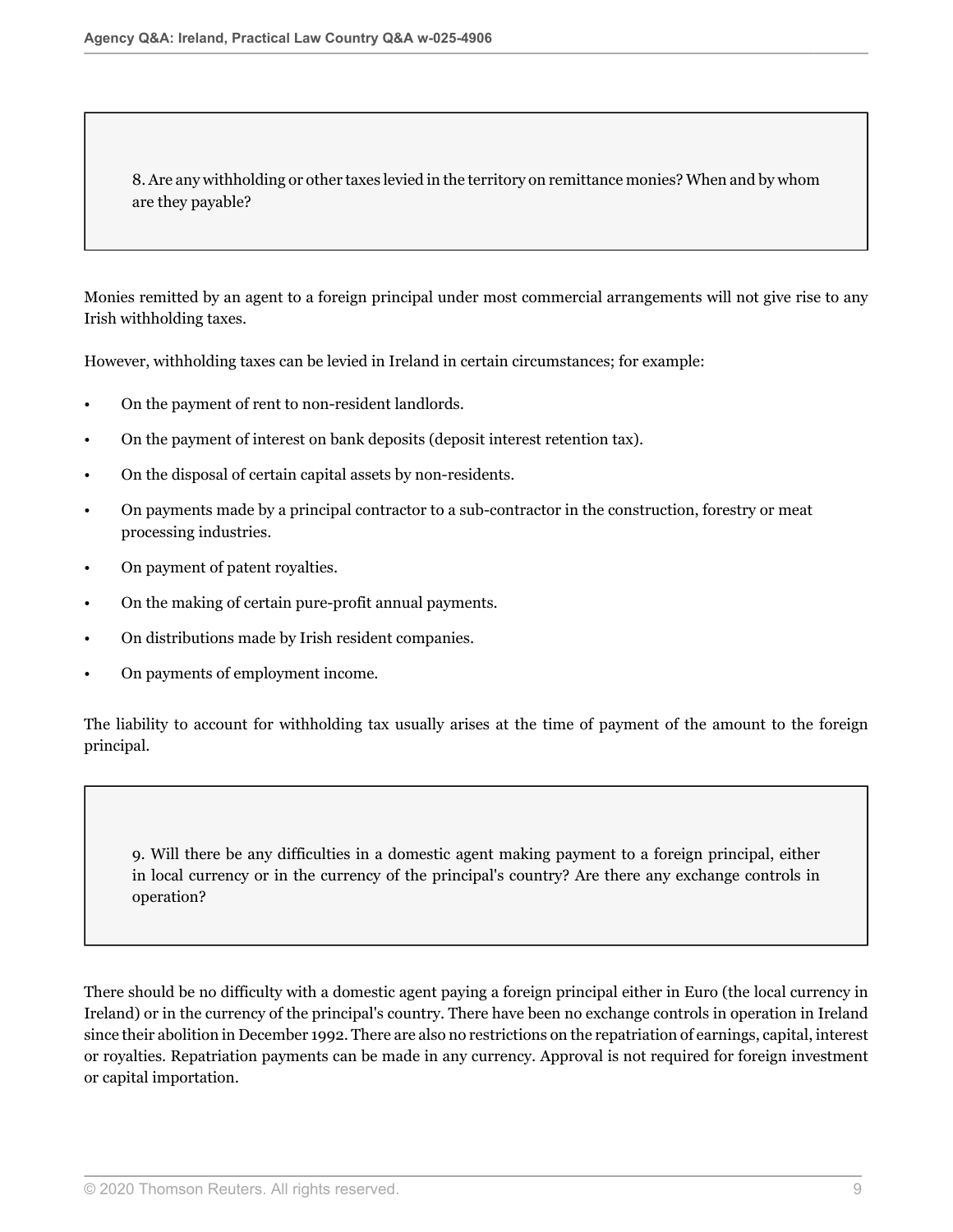**8. Are any withholding or other taxes levied in the territory on remittance monies? When and by whom are they payable?**

Monies remitted by an agent to a foreign principal under most commercial arrangements will not give rise to any Irish withholding taxes.

However, withholding taxes can be levied in Ireland in certain circumstances; for example:

- On the payment of rent to non-resident landlords.
- On the payment of interest on bank deposits (deposit interest retention tax).
- On the disposal of certain capital assets by non-residents.
- On payments made by a principal contractor to a sub-contractor in the construction, forestry or meat processing industries.
- On payment of patent royalties.
- On the making of certain pure-profit annual payments.
- On distributions made by Irish resident companies.
- On payments of employment income.

The liability to account for withholding tax usually arises at the time of payment of the amount to the foreign principal.

**9. Will there be any difficulties in a domestic agent making payment to a foreign principal, either in local currency or in the currency of the principal's country? Are there any exchange controls in operation?**

There should be no difficulty with a domestic agent paying a foreign principal either in Euro (the local currency in Ireland) or in the currency of the principal's country. There have been no exchange controls in operation in Ireland since their abolition in December 1992. There are also no restrictions on the repatriation of earnings, capital, interest or royalties. Repatriation payments can be made in any currency. Approval is not required for foreign investment or capital importation.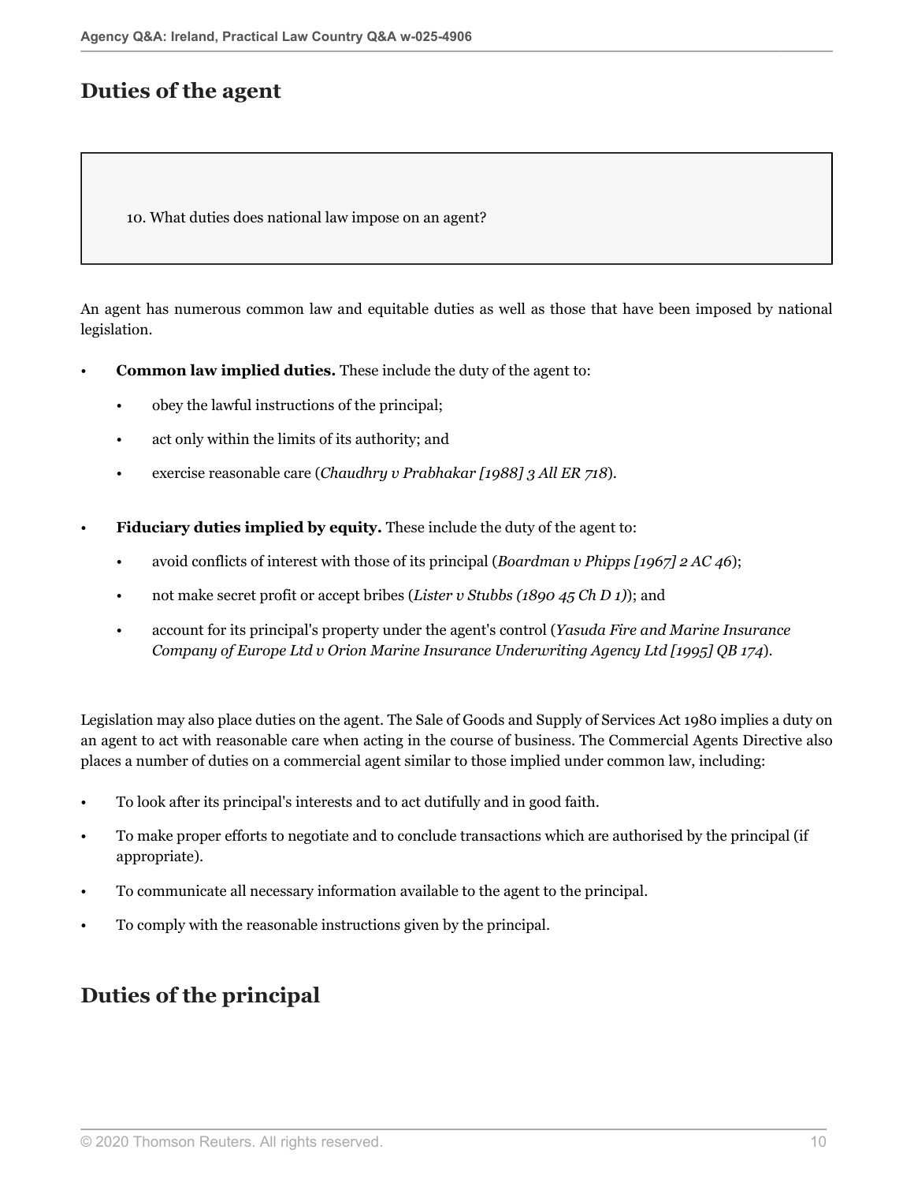## Duties of the agent

10. What duties does national law impose on an agent?

An agent has numerous common law and equitable duties as well as those that have been imposed by national legislation.

- **Common law implied duties.** These include the duty of the agent to:
  - obey the lawful instructions of the principal;
  - act only within the limits of its authority; and
  - exercise reasonable care (*Chaudhry v Prabhakar [1988] 3 All ER 718*).
- **Fiduciary duties implied by equity.** These include the duty of the agent to:
  - avoid conflicts of interest with those of its principal (*Boardman v Phipps [1967] 2 AC 46*);
  - not make secret profit or accept bribes (*Lister v Stubbs (1890 45 Ch D 1)*); and
  - account for its principal's property under the agent's control (*Yasuda Fire and Marine Insurance Company of Europe Ltd v Orion Marine Insurance Underwriting Agency Ltd [1995] QB 174*).

Legislation may also place duties on the agent. The Sale of Goods and Supply of Services Act 1980 implies a duty on an agent to act with reasonable care when acting in the course of business. The Commercial Agents Directive also places a number of duties on a commercial agent similar to those implied under common law, including:

- To look after its principal's interests and to act dutifully and in good faith.
- To make proper efforts to negotiate and to conclude transactions which are authorised by the principal (if appropriate).
- To communicate all necessary information available to the agent to the principal.
- To comply with the reasonable instructions given by the principal.

## Duties of the principal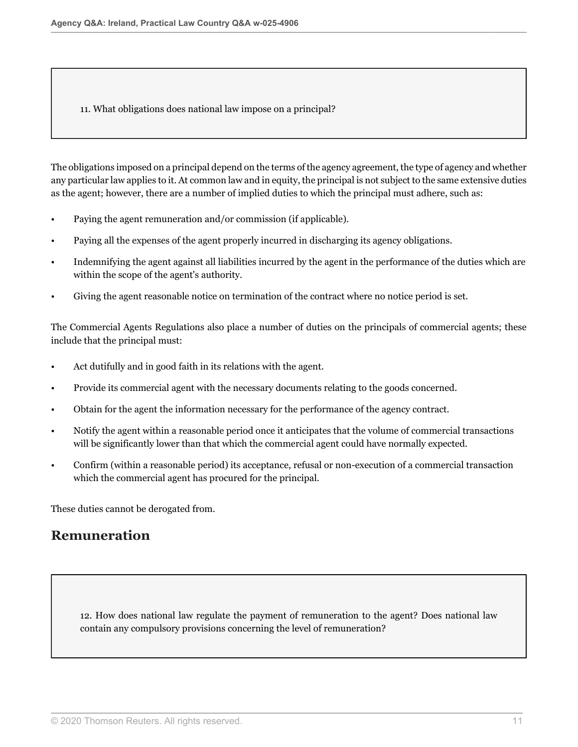11. What obligations does national law impose on a principal?

The obligations imposed on a principal depend on the terms of the agency agreement, the type of agency and whether any particular law applies to it. At common law and in equity, the principal is not subject to the same extensive duties as the agent; however, there are a number of implied duties to which the principal must adhere, such as:

- Paying the agent remuneration and/or commission (if applicable).
- Paying all the expenses of the agent properly incurred in discharging its agency obligations.
- Indemnifying the agent against all liabilities incurred by the agent in the performance of the duties which are within the scope of the agent's authority.
- Giving the agent reasonable notice on termination of the contract where no notice period is set.

The Commercial Agents Regulations also place a number of duties on the principals of commercial agents; these include that the principal must:

- Act dutifully and in good faith in its relations with the agent.
- Provide its commercial agent with the necessary documents relating to the goods concerned.
- Obtain for the agent the information necessary for the performance of the agency contract.
- Notify the agent within a reasonable period once it anticipates that the volume of commercial transactions will be significantly lower than that which the commercial agent could have normally expected.
- Confirm (within a reasonable period) its acceptance, refusal or non-execution of a commercial transaction which the commercial agent has procured for the principal.

These duties cannot be derogated from.

## Remuneration

12. How does national law regulate the payment of remuneration to the agent? Does national law contain any compulsory provisions concerning the level of remuneration?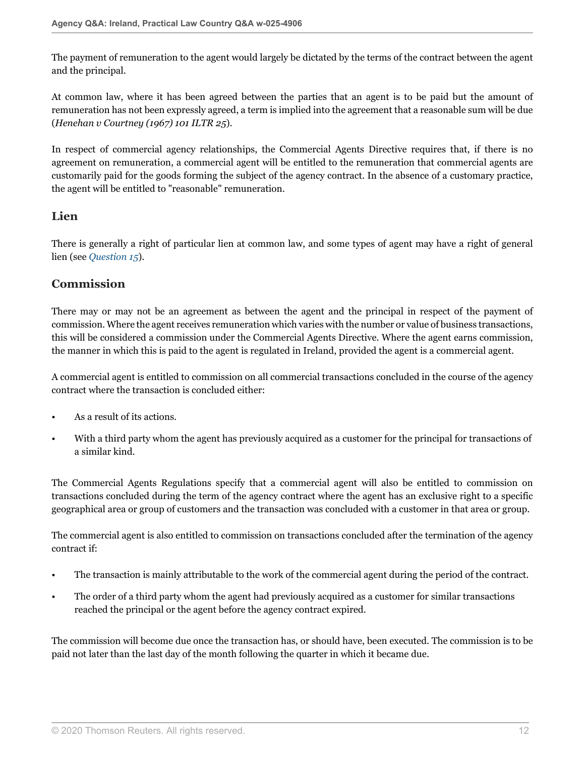The payment of remuneration to the agent would largely be dictated by the terms of the contract between the agent and the principal.

At common law, where it has been agreed between the parties that an agent is to be paid but the amount of remuneration has not been expressly agreed, a term is implied into the agreement that a reasonable sum will be due (*Henehan v Courtney (1967) 101 ILTR 25*).

In respect of commercial agency relationships, the Commercial Agents Directive requires that, if there is no agreement on remuneration, a commercial agent will be entitled to the remuneration that commercial agents are customarily paid for the goods forming the subject of the agency contract. In the absence of a customary practice, the agent will be entitled to "reasonable" remuneration.

## Lien

There is generally a right of particular lien at common law, and some types of agent may have a right of general lien (see *Question 15*).

## Commission

There may or may not be an agreement as between the agent and the principal in respect of the payment of commission. Where the agent receives remuneration which varies with the number or value of business transactions, this will be considered a commission under the Commercial Agents Directive. Where the agent earns commission, the manner in which this is paid to the agent is regulated in Ireland, provided the agent is a commercial agent.

A commercial agent is entitled to commission on all commercial transactions concluded in the course of the agency contract where the transaction is concluded either:

- As a result of its actions.
- With a third party whom the agent has previously acquired as a customer for the principal for transactions of a similar kind.

The Commercial Agents Regulations specify that a commercial agent will also be entitled to commission on transactions concluded during the term of the agency contract where the agent has an exclusive right to a specific geographical area or group of customers and the transaction was concluded with a customer in that area or group.

The commercial agent is also entitled to commission on transactions concluded after the termination of the agency contract if:

- The transaction is mainly attributable to the work of the commercial agent during the period of the contract.
- The order of a third party whom the agent had previously acquired as a customer for similar transactions reached the principal or the agent before the agency contract expired.

The commission will become due once the transaction has, or should have, been executed. The commission is to be paid not later than the last day of the month following the quarter in which it became due.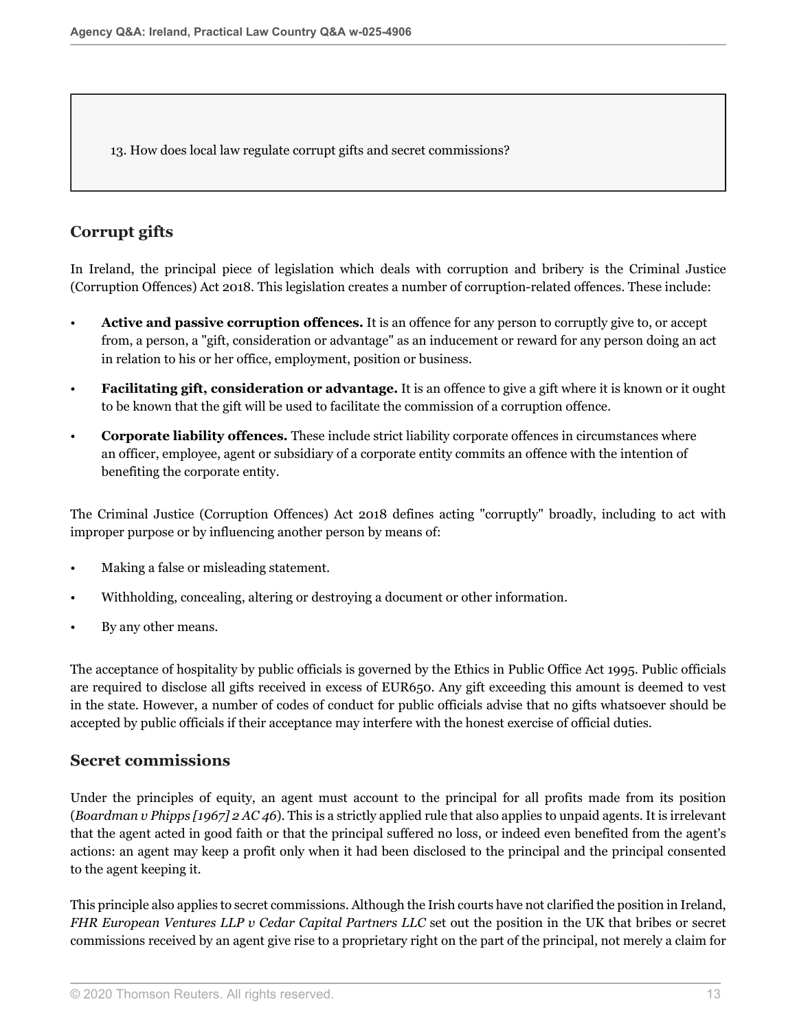13. How does local law regulate corrupt gifts and secret commissions?

## Corrupt gifts

In Ireland, the principal piece of legislation which deals with corruption and bribery is the Criminal Justice (Corruption Offences) Act 2018. This legislation creates a number of corruption-related offences. These include:

- **Active and passive corruption offences.** It is an offence for any person to corruptly give to, or accept from, a person, a "gift, consideration or advantage" as an inducement or reward for any person doing an act in relation to his or her office, employment, position or business.
- **Facilitating gift, consideration or advantage.** It is an offence to give a gift where it is known or it ought to be known that the gift will be used to facilitate the commission of a corruption offence.
- **Corporate liability offences.** These include strict liability corporate offences in circumstances where an officer, employee, agent or subsidiary of a corporate entity commits an offence with the intention of benefiting the corporate entity.

The Criminal Justice (Corruption Offences) Act 2018 defines acting "corruptly" broadly, including to act with improper purpose or by influencing another person by means of:

- Making a false or misleading statement.
- Withholding, concealing, altering or destroying a document or other information.
- By any other means.

The acceptance of hospitality by public officials is governed by the Ethics in Public Office Act 1995. Public officials are required to disclose all gifts received in excess of EUR650. Any gift exceeding this amount is deemed to vest in the state. However, a number of codes of conduct for public officials advise that no gifts whatsoever should be accepted by public officials if their acceptance may interfere with the honest exercise of official duties.

## Secret commissions

Under the principles of equity, an agent must account to the principal for all profits made from its position (*Boardman v Phipps [1967] 2 AC 46*). This is a strictly applied rule that also applies to unpaid agents. It is irrelevant that the agent acted in good faith or that the principal suffered no loss, or indeed even benefited from the agent's actions: an agent may keep a profit only when it had been disclosed to the principal and the principal consented to the agent keeping it.

This principle also applies to secret commissions. Although the Irish courts have not clarified the position in Ireland, *FHR European Ventures LLP v Cedar Capital Partners LLC* set out the position in the UK that bribes or secret commissions received by an agent give rise to a proprietary right on the part of the principal, not merely a claim for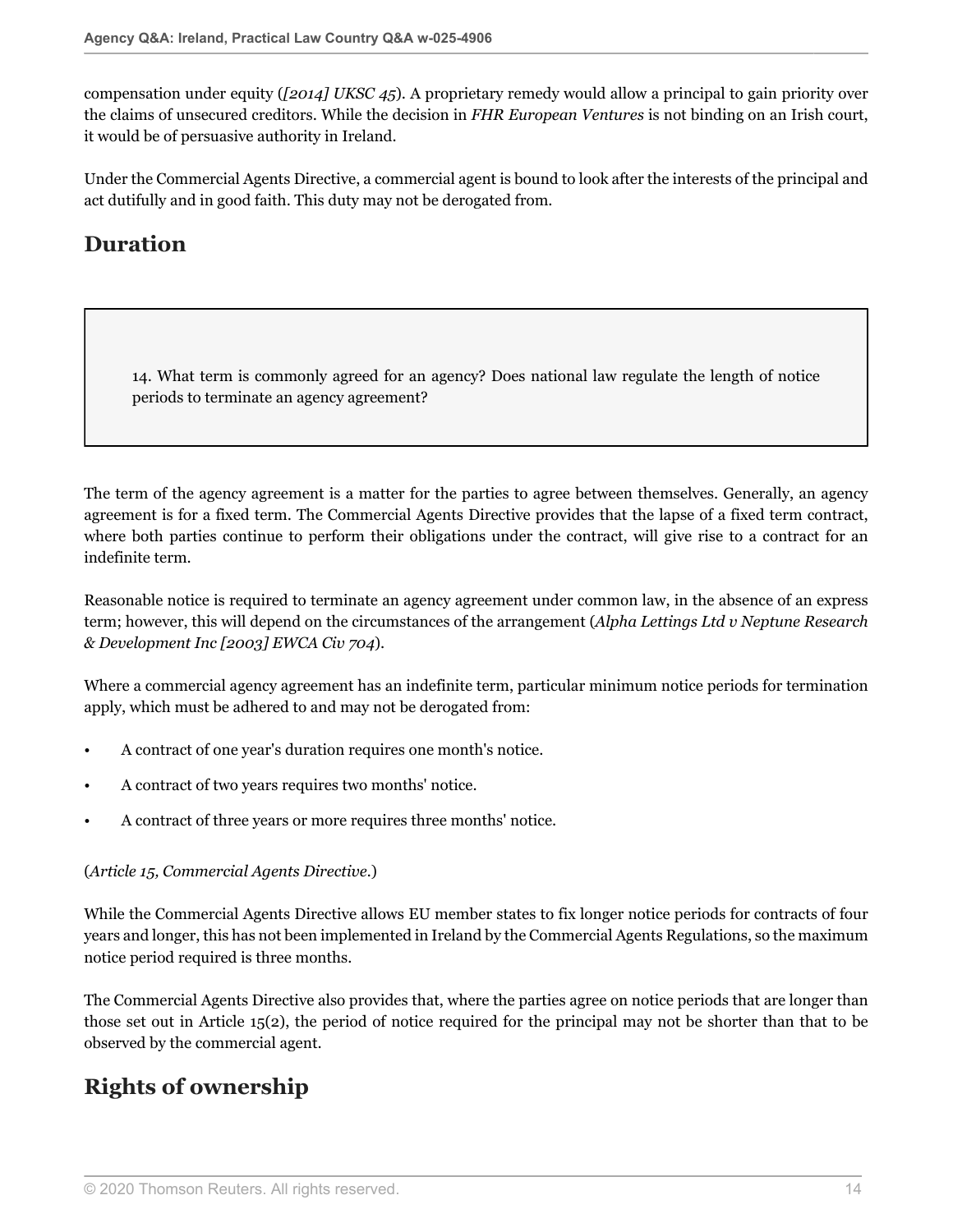compensation under equity (*[2014] UKSC 45*). A proprietary remedy would allow a principal to gain priority over the claims of unsecured creditors. While the decision in *FHR European Ventures* is not binding on an Irish court, it would be of persuasive authority in Ireland.

Under the Commercial Agents Directive, a commercial agent is bound to look after the interests of the principal and act dutifully and in good faith. This duty may not be derogated from.

## Duration

> 14. What term is commonly agreed for an agency? Does national law regulate the length of notice periods to terminate an agency agreement?

The term of the agency agreement is a matter for the parties to agree between themselves. Generally, an agency agreement is for a fixed term. The Commercial Agents Directive provides that the lapse of a fixed term contract, where both parties continue to perform their obligations under the contract, will give rise to a contract for an indefinite term.

Reasonable notice is required to terminate an agency agreement under common law, in the absence of an express term; however, this will depend on the circumstances of the arrangement (*Alpha Lettings Ltd v Neptune Research & Development Inc [2003] EWCA Civ 704*).

Where a commercial agency agreement has an indefinite term, particular minimum notice periods for termination apply, which must be adhered to and may not be derogated from:

- A contract of one year's duration requires one month's notice.
- A contract of two years requires two months' notice.
- A contract of three years or more requires three months' notice.

(*Article 15, Commercial Agents Directive.*)

While the Commercial Agents Directive allows EU member states to fix longer notice periods for contracts of four years and longer, this has not been implemented in Ireland by the Commercial Agents Regulations, so the maximum notice period required is three months.

The Commercial Agents Directive also provides that, where the parties agree on notice periods that are longer than those set out in Article 15(2), the period of notice required for the principal may not be shorter than that to be observed by the commercial agent.

## Rights of ownership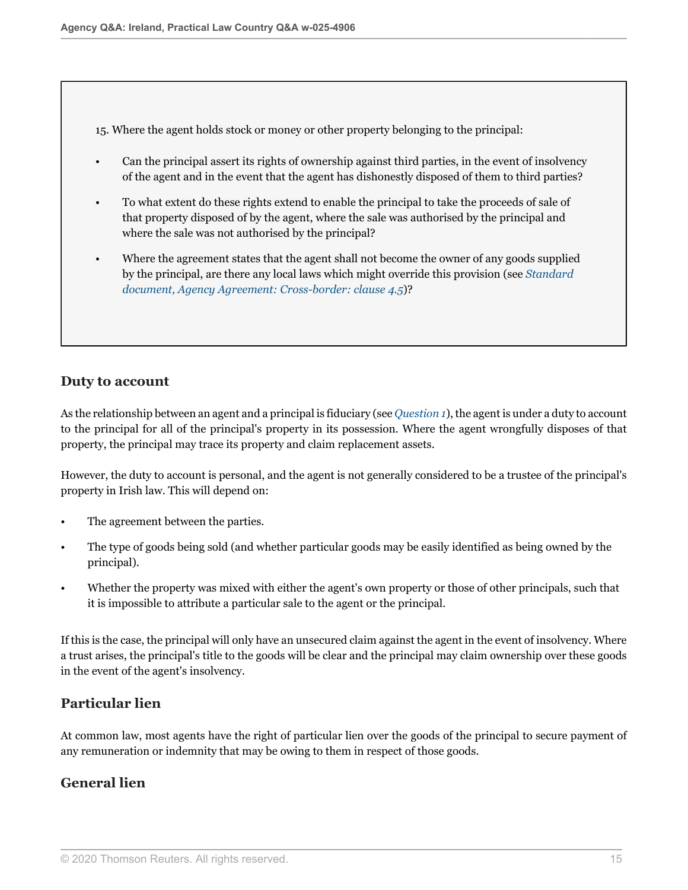15. Where the agent holds stock or money or other property belonging to the principal:

- Can the principal assert its rights of ownership against third parties, in the event of insolvency of the agent and in the event that the agent has dishonestly disposed of them to third parties?
- To what extent do these rights extend to enable the principal to take the proceeds of sale of that property disposed of by the agent, where the sale was authorised by the principal and where the sale was not authorised by the principal?
- Where the agreement states that the agent shall not become the owner of any goods supplied by the principal, are there any local laws which might override this provision (see *Standard document, Agency Agreement: Cross-border: clause 4.5*)?

## Duty to account

As the relationship between an agent and a principal is fiduciary (see *Question 1*), the agent is under a duty to account to the principal for all of the principal's property in its possession. Where the agent wrongfully disposes of that property, the principal may trace its property and claim replacement assets.

However, the duty to account is personal, and the agent is not generally considered to be a trustee of the principal's property in Irish law. This will depend on:

- The agreement between the parties.
- The type of goods being sold (and whether particular goods may be easily identified as being owned by the principal).
- Whether the property was mixed with either the agent's own property or those of other principals, such that it is impossible to attribute a particular sale to the agent or the principal.

If this is the case, the principal will only have an unsecured claim against the agent in the event of insolvency. Where a trust arises, the principal's title to the goods will be clear and the principal may claim ownership over these goods in the event of the agent's insolvency.

## Particular lien

At common law, most agents have the right of particular lien over the goods of the principal to secure payment of any remuneration or indemnity that may be owing to them in respect of those goods.

## General lien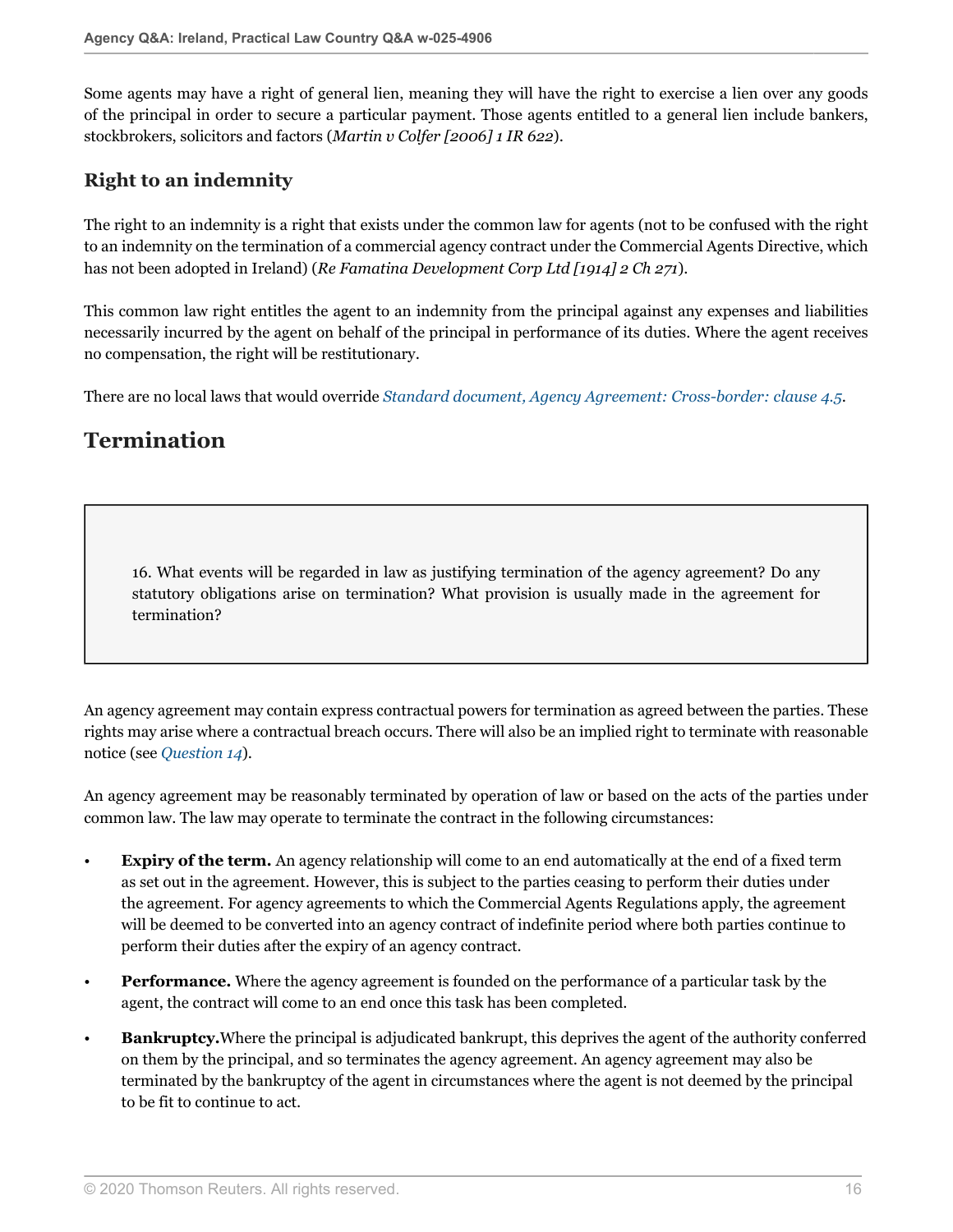Some agents may have a right of general lien, meaning they will have the right to exercise a lien over any goods of the principal in order to secure a particular payment. Those agents entitled to a general lien include bankers, stockbrokers, solicitors and factors (*Martin v Colfer [2006] 1 IR 622*).

### Right to an indemnity

The right to an indemnity is a right that exists under the common law for agents (not to be confused with the right to an indemnity on the termination of a commercial agency contract under the Commercial Agents Directive, which has not been adopted in Ireland) (*Re Famatina Development Corp Ltd [1914] 2 Ch 271*).

This common law right entitles the agent to an indemnity from the principal against any expenses and liabilities necessarily incurred by the agent on behalf of the principal in performance of its duties. Where the agent receives no compensation, the right will be restitutionary.

There are no local laws that would override *Standard document, Agency Agreement: Cross-border: clause 4.5*.

## Termination

> 16. What events will be regarded in law as justifying termination of the agency agreement? Do any statutory obligations arise on termination? What provision is usually made in the agreement for termination?

An agency agreement may contain express contractual powers for termination as agreed between the parties. These rights may arise where a contractual breach occurs. There will also be an implied right to terminate with reasonable notice (see *Question 14*).

An agency agreement may be reasonably terminated by operation of law or based on the acts of the parties under common law. The law may operate to terminate the contract in the following circumstances:

- **Expiry of the term.** An agency relationship will come to an end automatically at the end of a fixed term as set out in the agreement. However, this is subject to the parties ceasing to perform their duties under the agreement. For agency agreements to which the Commercial Agents Regulations apply, the agreement will be deemed to be converted into an agency contract of indefinite period where both parties continue to perform their duties after the expiry of an agency contract.
- **Performance.** Where the agency agreement is founded on the performance of a particular task by the agent, the contract will come to an end once this task has been completed.
- **Bankruptcy.** Where the principal is adjudicated bankrupt, this deprives the agent of the authority conferred on them by the principal, and so terminates the agency agreement. An agency agreement may also be terminated by the bankruptcy of the agent in circumstances where the agent is not deemed by the principal to be fit to continue to act.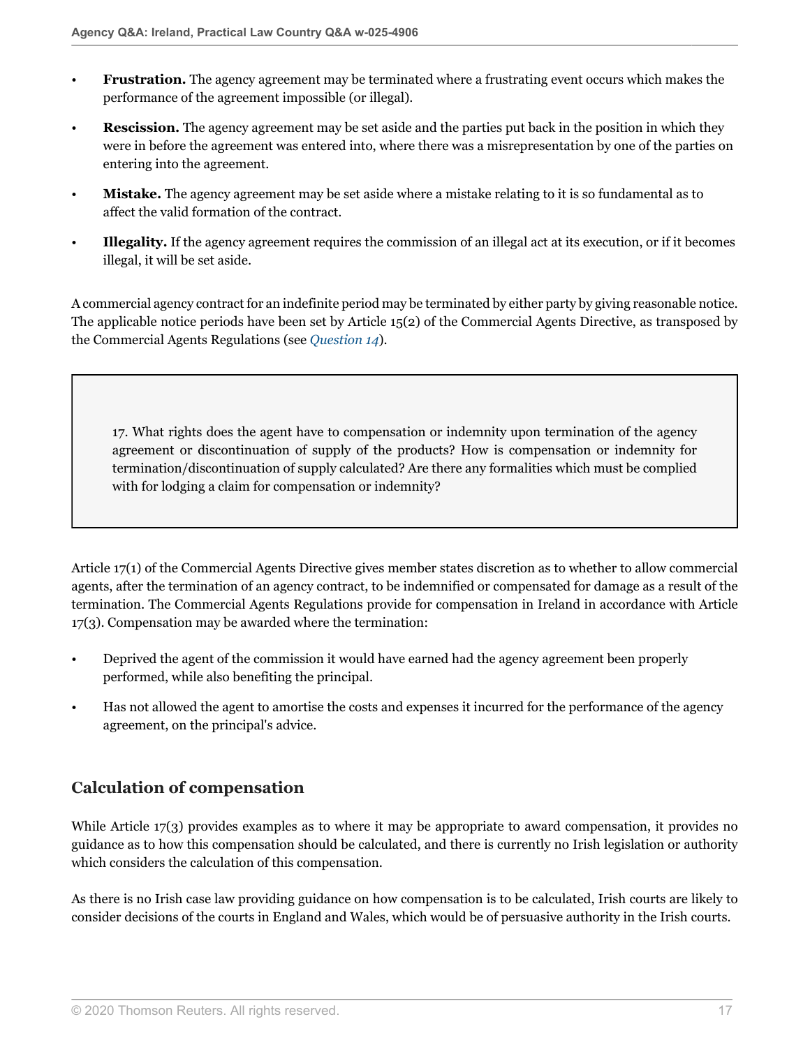- **Frustration.** The agency agreement may be terminated where a frustrating event occurs which makes the performance of the agreement impossible (or illegal).
- **Rescission.** The agency agreement may be set aside and the parties put back in the position in which they were in before the agreement was entered into, where there was a misrepresentation by one of the parties on entering into the agreement.
- **Mistake.** The agency agreement may be set aside where a mistake relating to it is so fundamental as to affect the valid formation of the contract.
- **Illegality.** If the agency agreement requires the commission of an illegal act at its execution, or if it becomes illegal, it will be set aside.

A commercial agency contract for an indefinite period may be terminated by either party by giving reasonable notice. The applicable notice periods have been set by Article 15(2) of the Commercial Agents Directive, as transposed by the Commercial Agents Regulations (see *Question 14*).

> 17. What rights does the agent have to compensation or indemnity upon termination of the agency agreement or discontinuation of supply of the products? How is compensation or indemnity for termination/discontinuation of supply calculated? Are there any formalities which must be complied with for lodging a claim for compensation or indemnity?

Article 17(1) of the Commercial Agents Directive gives member states discretion as to whether to allow commercial agents, after the termination of an agency contract, to be indemnified or compensated for damage as a result of the termination. The Commercial Agents Regulations provide for compensation in Ireland in accordance with Article 17(3). Compensation may be awarded where the termination:

- Deprived the agent of the commission it would have earned had the agency agreement been properly performed, while also benefiting the principal.
- Has not allowed the agent to amortise the costs and expenses it incurred for the performance of the agency agreement, on the principal's advice.

## Calculation of compensation

While Article 17(3) provides examples as to where it may be appropriate to award compensation, it provides no guidance as to how this compensation should be calculated, and there is currently no Irish legislation or authority which considers the calculation of this compensation.

As there is no Irish case law providing guidance on how compensation is to be calculated, Irish courts are likely to consider decisions of the courts in England and Wales, which would be of persuasive authority in the Irish courts.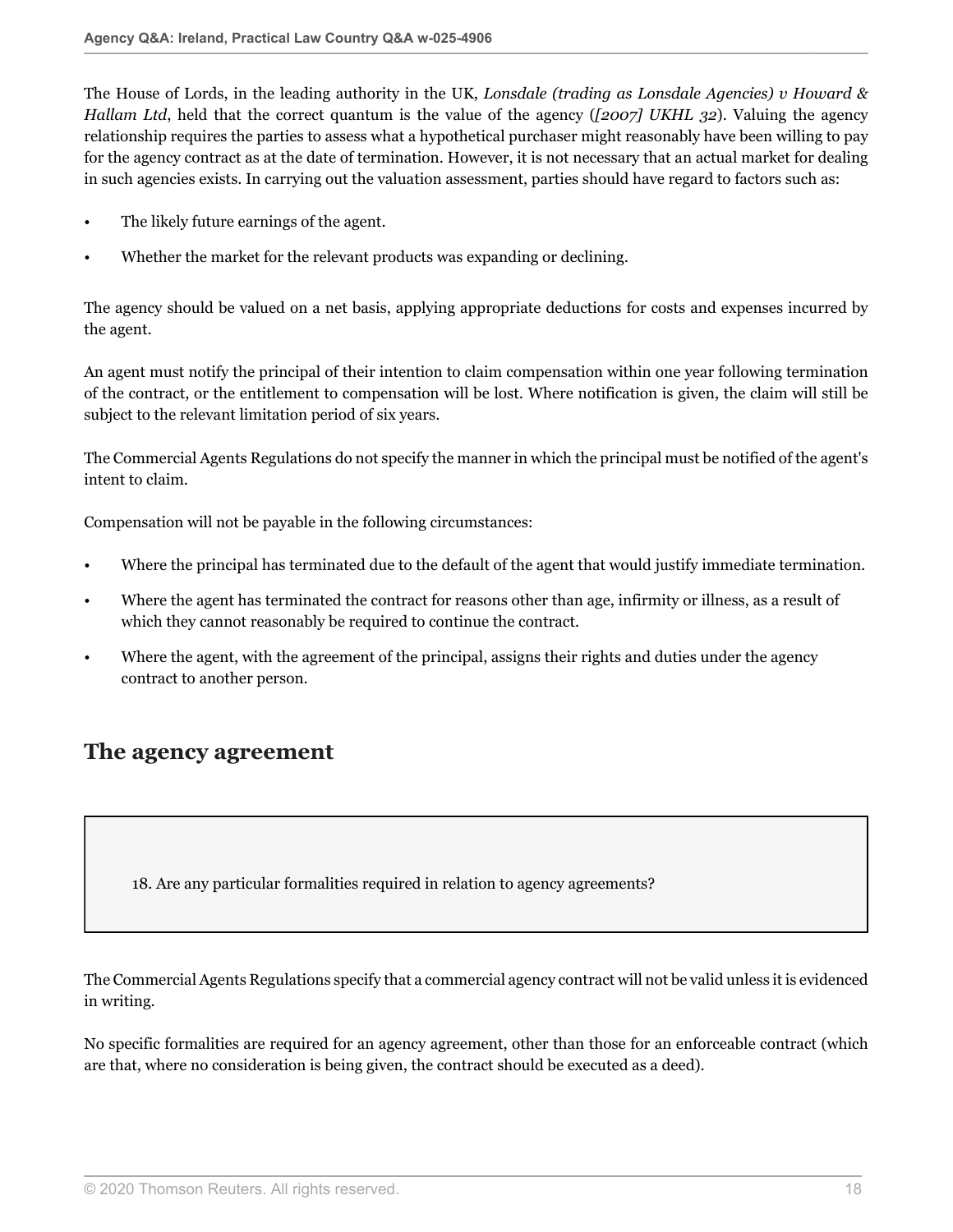The House of Lords, in the leading authority in the UK, *Lonsdale (trading as Lonsdale Agencies) v Howard & Hallam Ltd*, held that the correct quantum is the value of the agency (*[2007] UKHL 32*). Valuing the agency relationship requires the parties to assess what a hypothetical purchaser might reasonably have been willing to pay for the agency contract as at the date of termination. However, it is not necessary that an actual market for dealing in such agencies exists. In carrying out the valuation assessment, parties should have regard to factors such as:

- The likely future earnings of the agent.
- Whether the market for the relevant products was expanding or declining.

The agency should be valued on a net basis, applying appropriate deductions for costs and expenses incurred by the agent.

An agent must notify the principal of their intention to claim compensation within one year following termination of the contract, or the entitlement to compensation will be lost. Where notification is given, the claim will still be subject to the relevant limitation period of six years.

The Commercial Agents Regulations do not specify the manner in which the principal must be notified of the agent's intent to claim.

Compensation will not be payable in the following circumstances:

- Where the principal has terminated due to the default of the agent that would justify immediate termination.
- Where the agent has terminated the contract for reasons other than age, infirmity or illness, as a result of which they cannot reasonably be required to continue the contract.
- Where the agent, with the agreement of the principal, assigns their rights and duties under the agency contract to another person.

## The agency agreement

> 18. Are any particular formalities required in relation to agency agreements?

The Commercial Agents Regulations specify that a commercial agency contract will not be valid unless it is evidenced in writing.

No specific formalities are required for an agency agreement, other than those for an enforceable contract (which are that, where no consideration is being given, the contract should be executed as a deed).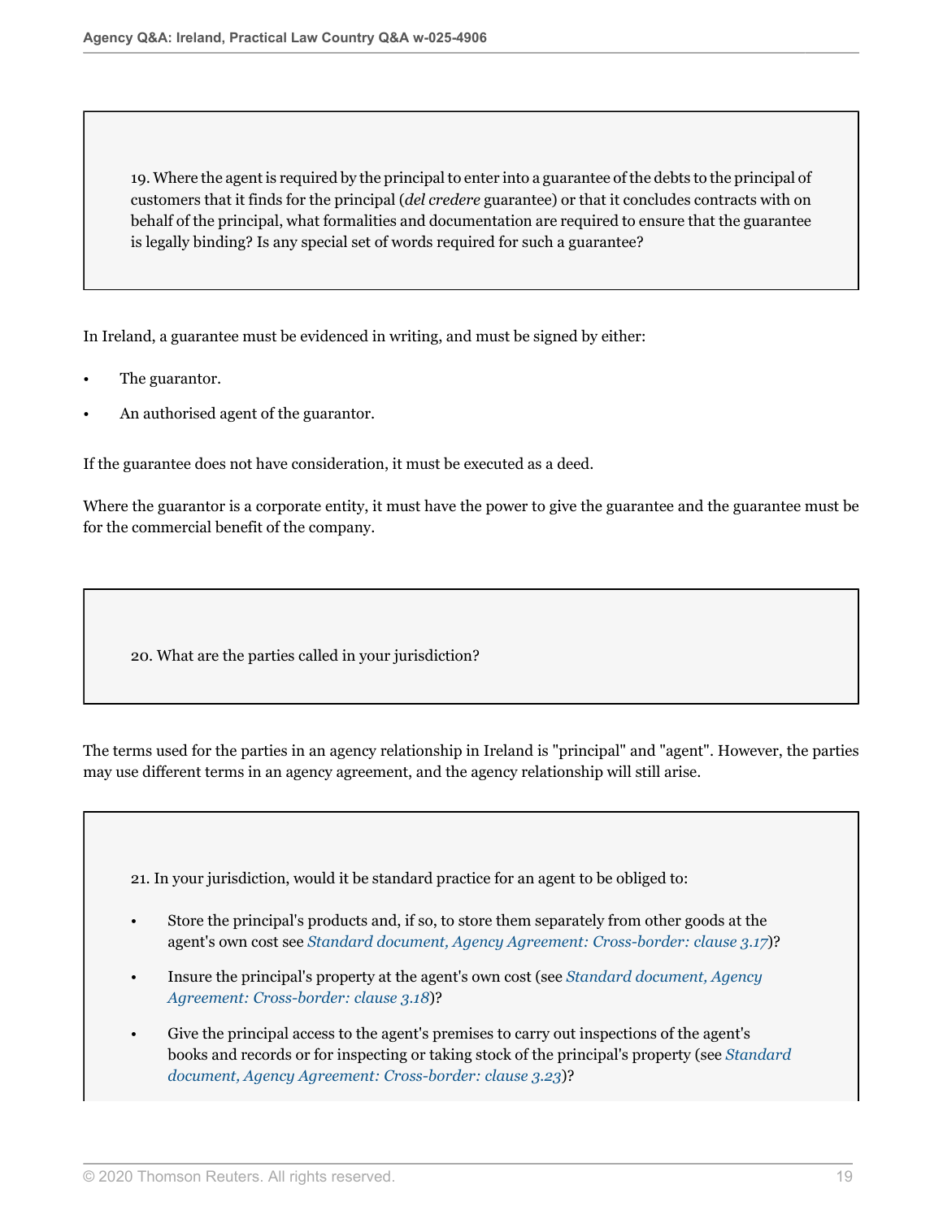**19. Where the agent is required by the principal to enter into a guarantee of the debts to the principal of customers that it finds for the principal (*del credere* guarantee) or that it concludes contracts with on behalf of the principal, what formalities and documentation are required to ensure that the guarantee is legally binding? Is any special set of words required for such a guarantee?**

In Ireland, a guarantee must be evidenced in writing, and must be signed by either:

- The guarantor.
- An authorised agent of the guarantor.

If the guarantee does not have consideration, it must be executed as a deed.

Where the guarantor is a corporate entity, it must have the power to give the guarantee and the guarantee must be for the commercial benefit of the company.

**20. What are the parties called in your jurisdiction?**

The terms used for the parties in an agency relationship in Ireland is "principal" and "agent". However, the parties may use different terms in an agency agreement, and the agency relationship will still arise.

**21. In your jurisdiction, would it be standard practice for an agent to be obliged to:**

- **Store the principal's products and, if so, to store them separately from other goods at the agent's own cost see *Standard document, Agency Agreement: Cross-border: clause 3.17*)?**
- **Insure the principal's property at the agent's own cost (see *Standard document, Agency Agreement: Cross-border: clause 3.18*)?**
- **Give the principal access to the agent's premises to carry out inspections of the agent's books and records or for inspecting or taking stock of the principal's property (see *Standard document, Agency Agreement: Cross-border: clause 3.23*)?**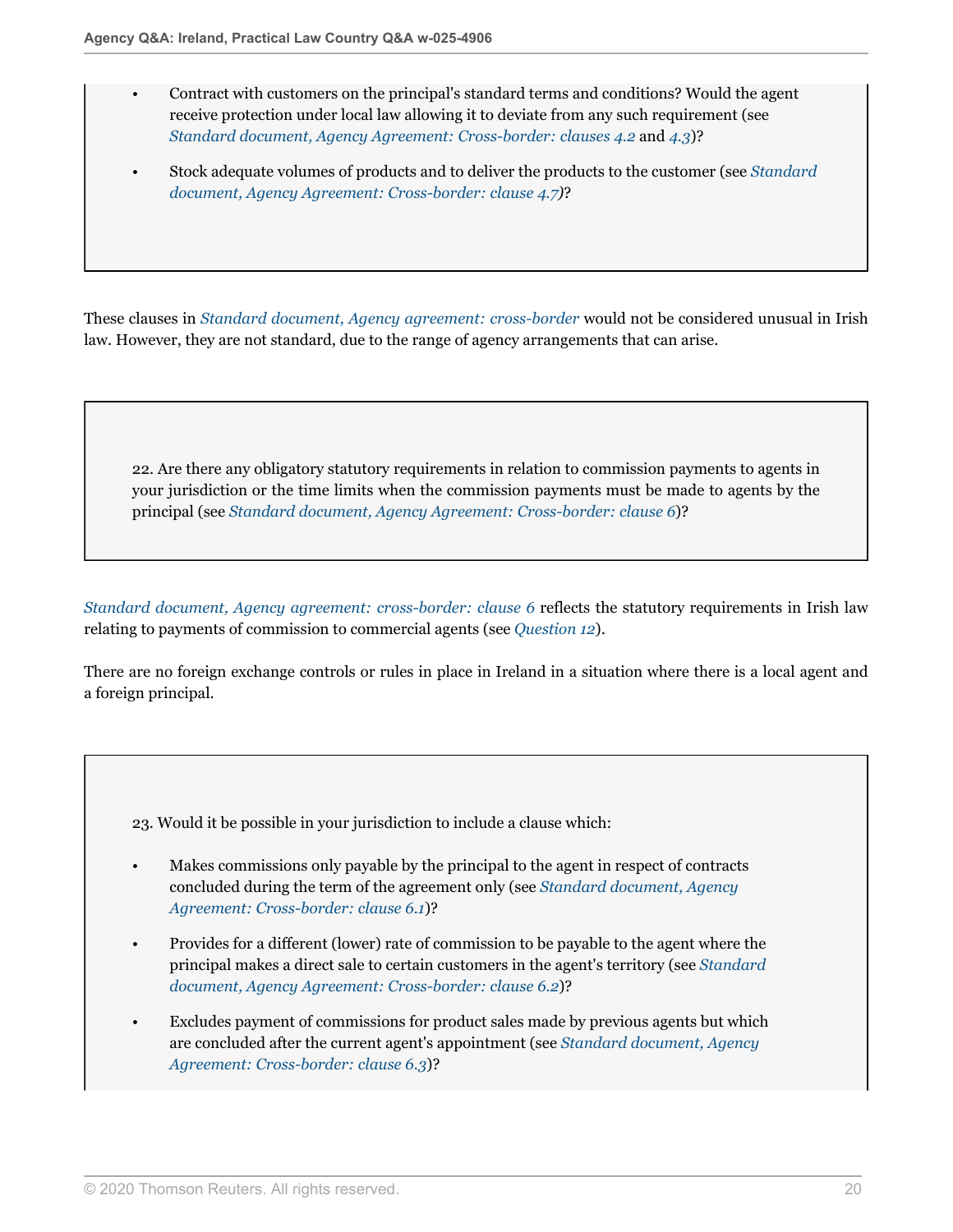- Contract with customers on the principal's standard terms and conditions? Would the agent receive protection under local law allowing it to deviate from any such requirement (see *Standard document, Agency Agreement: Cross-border: clauses 4.2* and *4.3*)?
- Stock adequate volumes of products and to deliver the products to the customer (see *Standard document, Agency Agreement: Cross-border: clause 4.7*)?

These clauses in *Standard document, Agency agreement: cross-border* would not be considered unusual in Irish law. However, they are not standard, due to the range of agency arrangements that can arise.

22. Are there any obligatory statutory requirements in relation to commission payments to agents in your jurisdiction or the time limits when the commission payments must be made to agents by the principal (see *Standard document, Agency Agreement: Cross-border: clause 6*)?

*Standard document, Agency agreement: cross-border: clause 6* reflects the statutory requirements in Irish law relating to payments of commission to commercial agents (see *Question 12*).

There are no foreign exchange controls or rules in place in Ireland in a situation where there is a local agent and a foreign principal.

23. Would it be possible in your jurisdiction to include a clause which:

- Makes commissions only payable by the principal to the agent in respect of contracts concluded during the term of the agreement only (see *Standard document, Agency Agreement: Cross-border: clause 6.1*)?
- Provides for a different (lower) rate of commission to be payable to the agent where the principal makes a direct sale to certain customers in the agent's territory (see *Standard document, Agency Agreement: Cross-border: clause 6.2*)?
- Excludes payment of commissions for product sales made by previous agents but which are concluded after the current agent's appointment (see *Standard document, Agency Agreement: Cross-border: clause 6.3*)?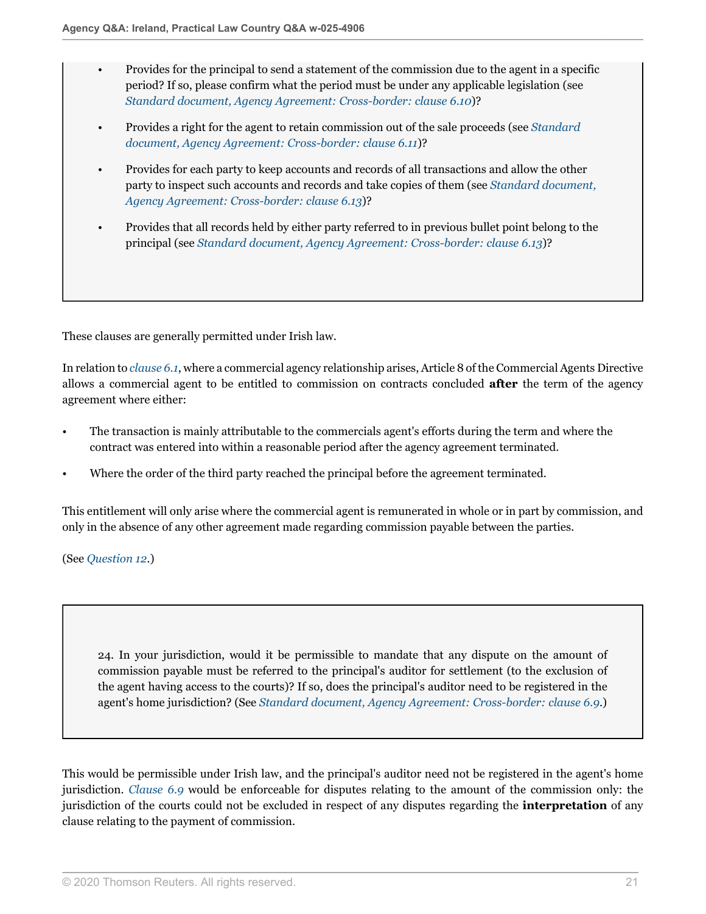- Provides for the principal to send a statement of the commission due to the agent in a specific period? If so, please confirm what the period must be under any applicable legislation (see *Standard document, Agency Agreement: Cross-border: clause 6.10*)?
- Provides a right for the agent to retain commission out of the sale proceeds (see *Standard document, Agency Agreement: Cross-border: clause 6.11*)?
- Provides for each party to keep accounts and records of all transactions and allow the other party to inspect such accounts and records and take copies of them (see *Standard document, Agency Agreement: Cross-border: clause 6.13*)?
- Provides that all records held by either party referred to in previous bullet point belong to the principal (see *Standard document, Agency Agreement: Cross-border: clause 6.13*)?

These clauses are generally permitted under Irish law.

In relation to *clause 6.1*, where a commercial agency relationship arises, Article 8 of the Commercial Agents Directive allows a commercial agent to be entitled to commission on contracts concluded **after** the term of the agency agreement where either:

- The transaction is mainly attributable to the commercials agent's efforts during the term and where the contract was entered into within a reasonable period after the agency agreement terminated.
- Where the order of the third party reached the principal before the agreement terminated.

This entitlement will only arise where the commercial agent is remunerated in whole or in part by commission, and only in the absence of any other agreement made regarding commission payable between the parties.

(See *Question 12*.)

24. In your jurisdiction, would it be permissible to mandate that any dispute on the amount of commission payable must be referred to the principal's auditor for settlement (to the exclusion of the agent having access to the courts)? If so, does the principal's auditor need to be registered in the agent's home jurisdiction? (See *Standard document, Agency Agreement: Cross-border: clause 6.9*.)

This would be permissible under Irish law, and the principal's auditor need not be registered in the agent's home jurisdiction. *Clause 6.9* would be enforceable for disputes relating to the amount of the commission only: the jurisdiction of the courts could not be excluded in respect of any disputes regarding the **interpretation** of any clause relating to the payment of commission.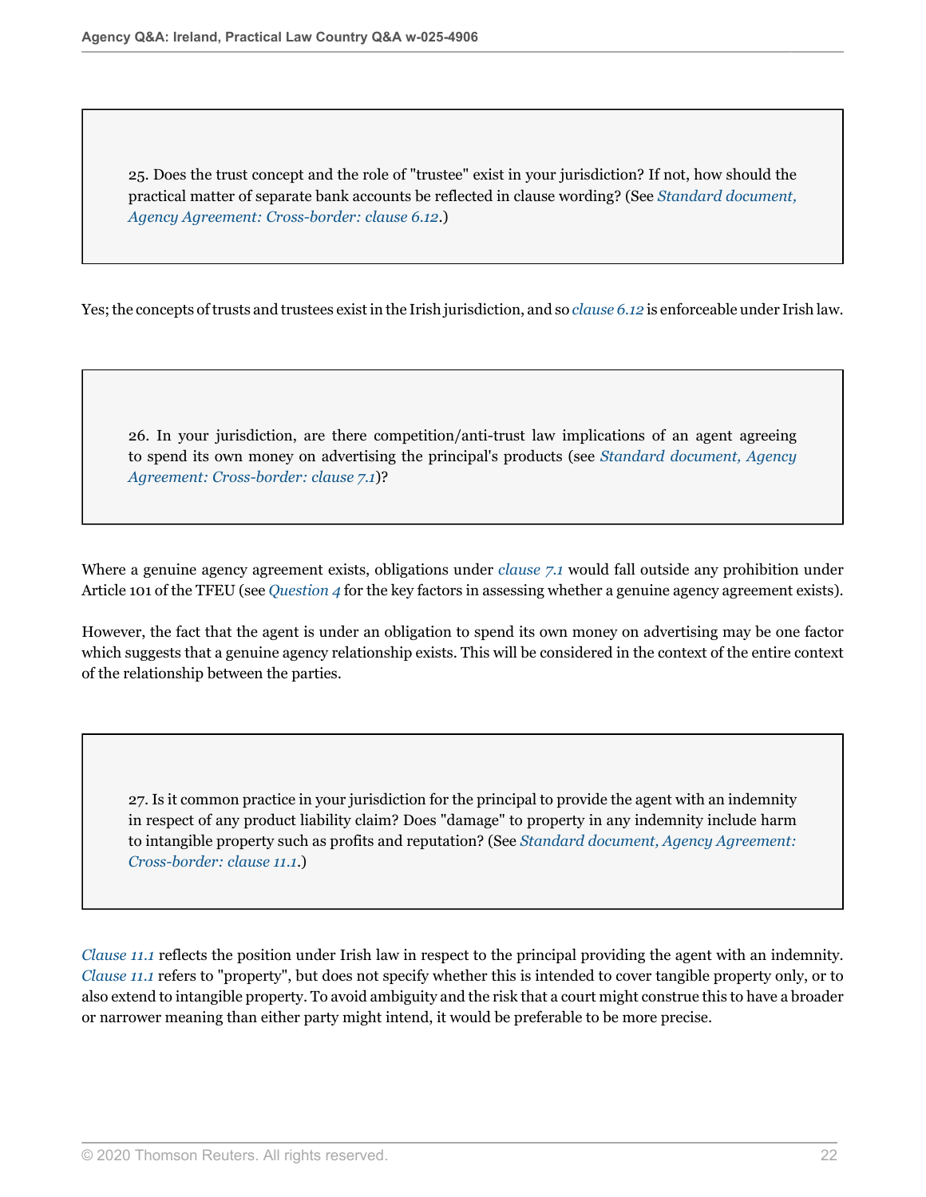25. Does the trust concept and the role of "trustee" exist in your jurisdiction? If not, how should the practical matter of separate bank accounts be reflected in clause wording? (See *Standard document, Agency Agreement: Cross-border: clause 6.12*.)

Yes; the concepts of trusts and trustees exist in the Irish jurisdiction, and so *clause 6.12* is enforceable under Irish law.

26. In your jurisdiction, are there competition/anti-trust law implications of an agent agreeing to spend its own money on advertising the principal's products (see *Standard document, Agency Agreement: Cross-border: clause 7.1*)?

Where a genuine agency agreement exists, obligations under *clause 7.1* would fall outside any prohibition under Article 101 of the TFEU (see *Question 4* for the key factors in assessing whether a genuine agency agreement exists).

However, the fact that the agent is under an obligation to spend its own money on advertising may be one factor which suggests that a genuine agency relationship exists. This will be considered in the context of the entire context of the relationship between the parties.

27. Is it common practice in your jurisdiction for the principal to provide the agent with an indemnity in respect of any product liability claim? Does "damage" to property in any indemnity include harm to intangible property such as profits and reputation? (See *Standard document, Agency Agreement: Cross-border: clause 11.1*.)

*Clause 11.1* reflects the position under Irish law in respect to the principal providing the agent with an indemnity. *Clause 11.1* refers to "property", but does not specify whether this is intended to cover tangible property only, or to also extend to intangible property. To avoid ambiguity and the risk that a court might construe this to have a broader or narrower meaning than either party might intend, it would be preferable to be more precise.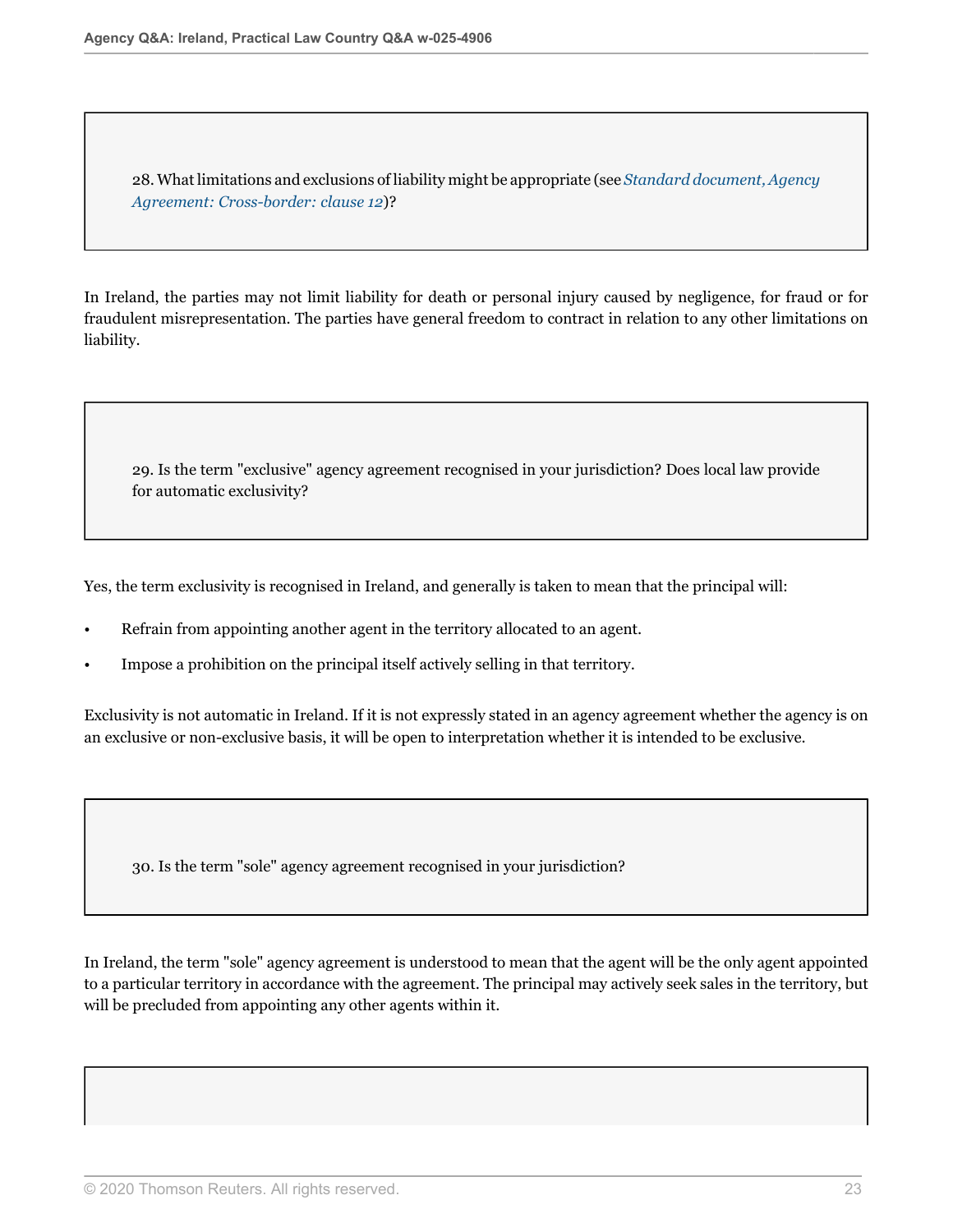### 28. What limitations and exclusions of liability might be appropriate (see *Standard document, Agency Agreement: Cross-border: clause 12*)?

In Ireland, the parties may not limit liability for death or personal injury caused by negligence, for fraud or for fraudulent misrepresentation. The parties have general freedom to contract in relation to any other limitations on liability.

### 29. Is the term "exclusive" agency agreement recognised in your jurisdiction? Does local law provide for automatic exclusivity?

Yes, the term exclusivity is recognised in Ireland, and generally is taken to mean that the principal will:

- Refrain from appointing another agent in the territory allocated to an agent.
- Impose a prohibition on the principal itself actively selling in that territory.

Exclusivity is not automatic in Ireland. If it is not expressly stated in an agency agreement whether the agency is on an exclusive or non-exclusive basis, it will be open to interpretation whether it is intended to be exclusive.

### 30. Is the term "sole" agency agreement recognised in your jurisdiction?

In Ireland, the term "sole" agency agreement is understood to mean that the agent will be the only agent appointed to a particular territory in accordance with the agreement. The principal may actively seek sales in the territory, but will be precluded from appointing any other agents within it.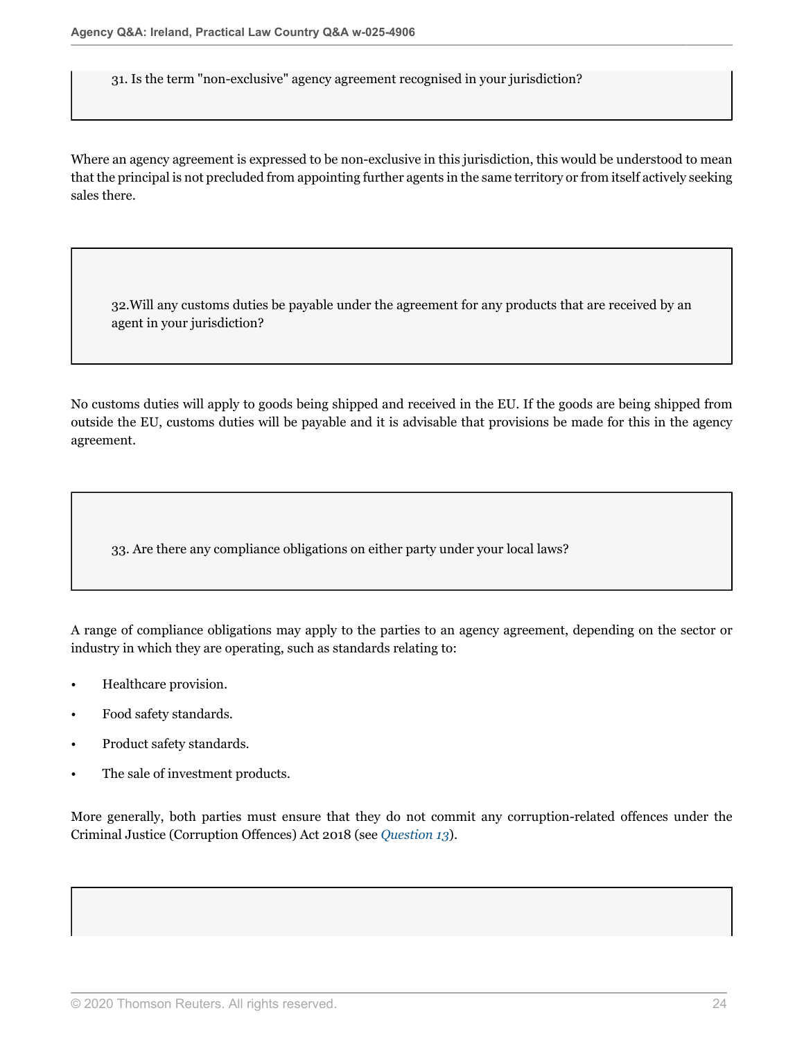31. Is the term "non-exclusive" agency agreement recognised in your jurisdiction?

Where an agency agreement is expressed to be non-exclusive in this jurisdiction, this would be understood to mean that the principal is not precluded from appointing further agents in the same territory or from itself actively seeking sales there.

32.Will any customs duties be payable under the agreement for any products that are received by an agent in your jurisdiction?

No customs duties will apply to goods being shipped and received in the EU. If the goods are being shipped from outside the EU, customs duties will be payable and it is advisable that provisions be made for this in the agency agreement.

33. Are there any compliance obligations on either party under your local laws?

A range of compliance obligations may apply to the parties to an agency agreement, depending on the sector or industry in which they are operating, such as standards relating to:

- Healthcare provision.
- Food safety standards.
- Product safety standards.
- The sale of investment products.

More generally, both parties must ensure that they do not commit any corruption-related offences under the Criminal Justice (Corruption Offences) Act 2018 (see *Question 13*).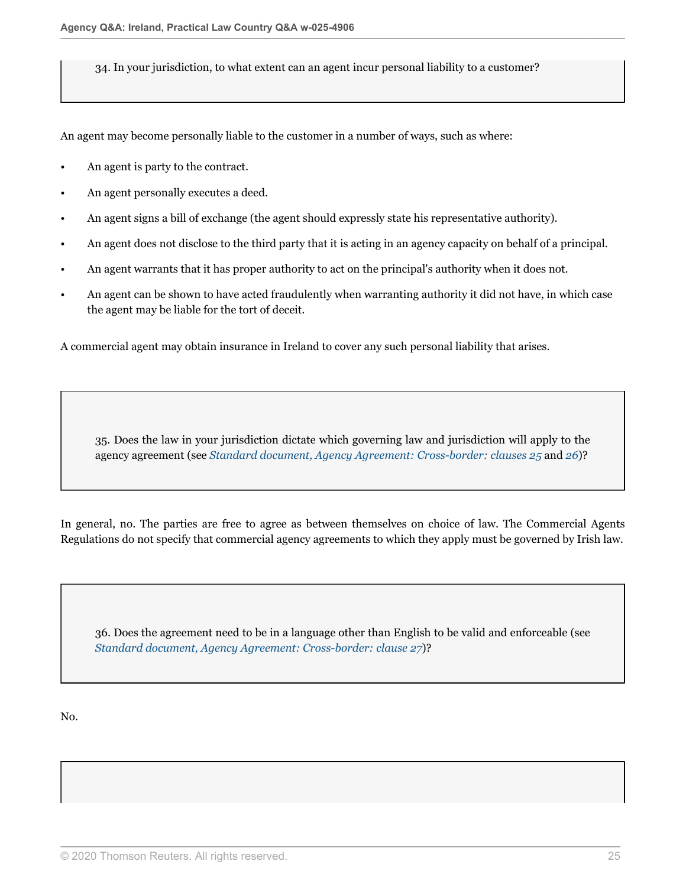34. In your jurisdiction, to what extent can an agent incur personal liability to a customer?

An agent may become personally liable to the customer in a number of ways, such as where:

- An agent is party to the contract.
- An agent personally executes a deed.
- An agent signs a bill of exchange (the agent should expressly state his representative authority).
- An agent does not disclose to the third party that it is acting in an agency capacity on behalf of a principal.
- An agent warrants that it has proper authority to act on the principal's authority when it does not.
- An agent can be shown to have acted fraudulently when warranting authority it did not have, in which case the agent may be liable for the tort of deceit.

A commercial agent may obtain insurance in Ireland to cover any such personal liability that arises.

35. Does the law in your jurisdiction dictate which governing law and jurisdiction will apply to the agency agreement (see *Standard document, Agency Agreement: Cross-border: clauses 25* and *26*)?

In general, no. The parties are free to agree as between themselves on choice of law. The Commercial Agents Regulations do not specify that commercial agency agreements to which they apply must be governed by Irish law.

36. Does the agreement need to be in a language other than English to be valid and enforceable (see *Standard document, Agency Agreement: Cross-border: clause 27*)?

No.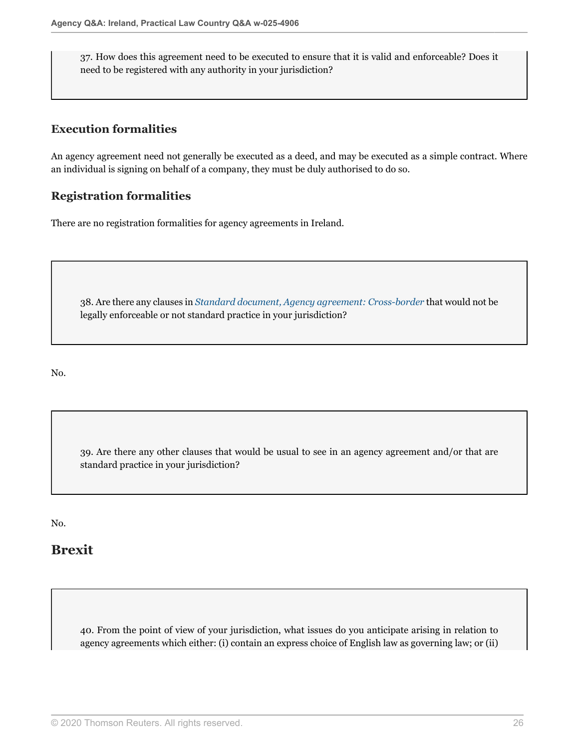37. How does this agreement need to be executed to ensure that it is valid and enforceable? Does it need to be registered with any authority in your jurisdiction?

### Execution formalities

An agency agreement need not generally be executed as a deed, and may be executed as a simple contract. Where an individual is signing on behalf of a company, they must be duly authorised to do so.

### Registration formalities

There are no registration formalities for agency agreements in Ireland.

38. Are there any clauses in *Standard document, Agency agreement: Cross-border* that would not be legally enforceable or not standard practice in your jurisdiction?

No.

39. Are there any other clauses that would be usual to see in an agency agreement and/or that are standard practice in your jurisdiction?

No.

## Brexit

40. From the point of view of your jurisdiction, what issues do you anticipate arising in relation to agency agreements which either: (i) contain an express choice of English law as governing law; or (ii)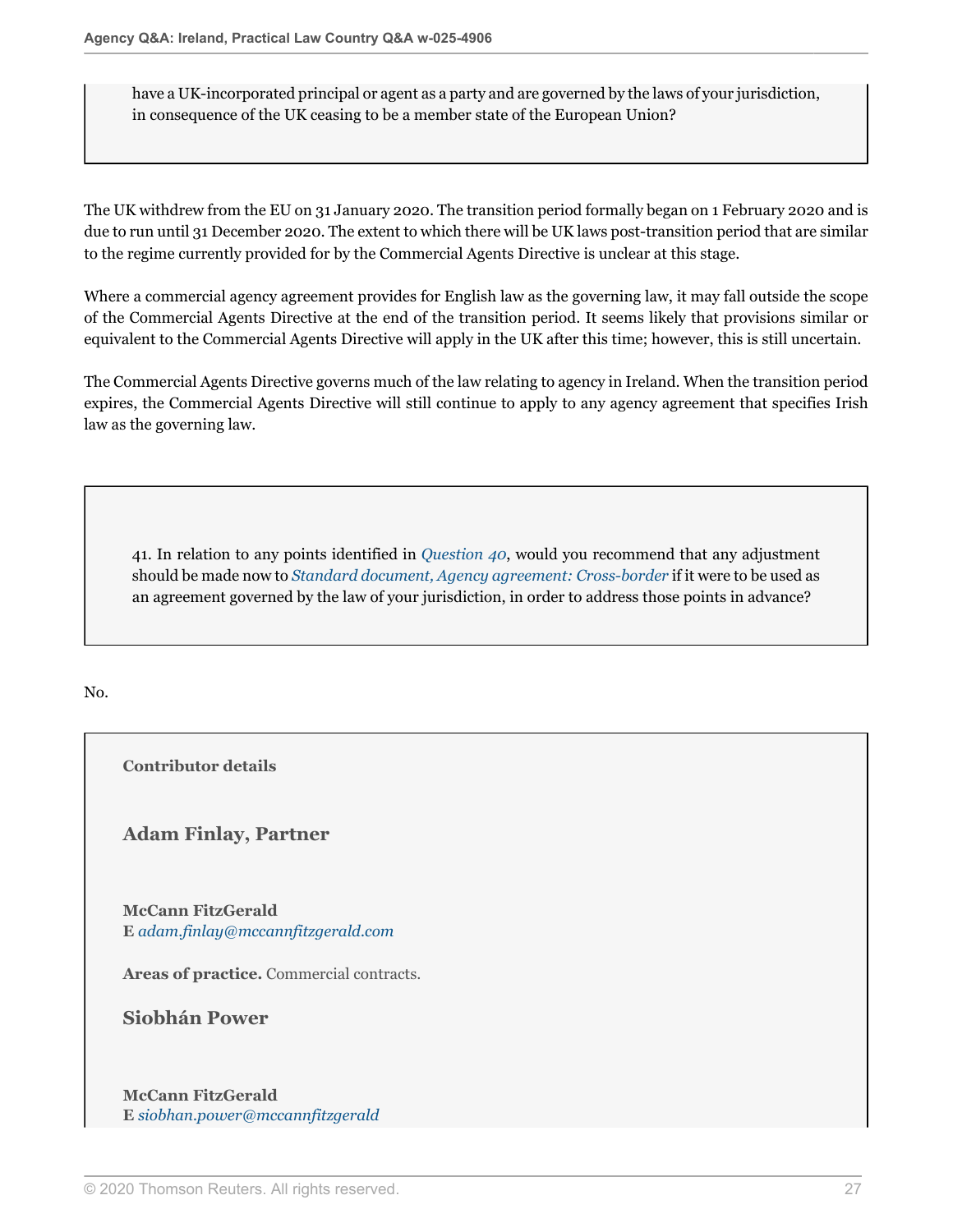have a UK-incorporated principal or agent as a party and are governed by the laws of your jurisdiction, in consequence of the UK ceasing to be a member state of the European Union?

The UK withdrew from the EU on 31 January 2020. The transition period formally began on 1 February 2020 and is due to run until 31 December 2020. The extent to which there will be UK laws post-transition period that are similar to the regime currently provided for by the Commercial Agents Directive is unclear at this stage.

Where a commercial agency agreement provides for English law as the governing law, it may fall outside the scope of the Commercial Agents Directive at the end of the transition period. It seems likely that provisions similar or equivalent to the Commercial Agents Directive will apply in the UK after this time; however, this is still uncertain.

The Commercial Agents Directive governs much of the law relating to agency in Ireland. When the transition period expires, the Commercial Agents Directive will still continue to apply to any agency agreement that specifies Irish law as the governing law.

41. In relation to any points identified in *Question 40*, would you recommend that any adjustment should be made now to *Standard document, Agency agreement: Cross-border* if it were to be used as an agreement governed by the law of your jurisdiction, in order to address those points in advance?

No.

**Contributor details**

### Adam Finlay, Partner

**McCann FitzGerald**
**E** *adam.finlay@mccannfitzgerald.com*

**Areas of practice.** Commercial contracts.

### Siobhán Power

**McCann FitzGerald**
**E** *siobhan.power@mccannfitzgerald*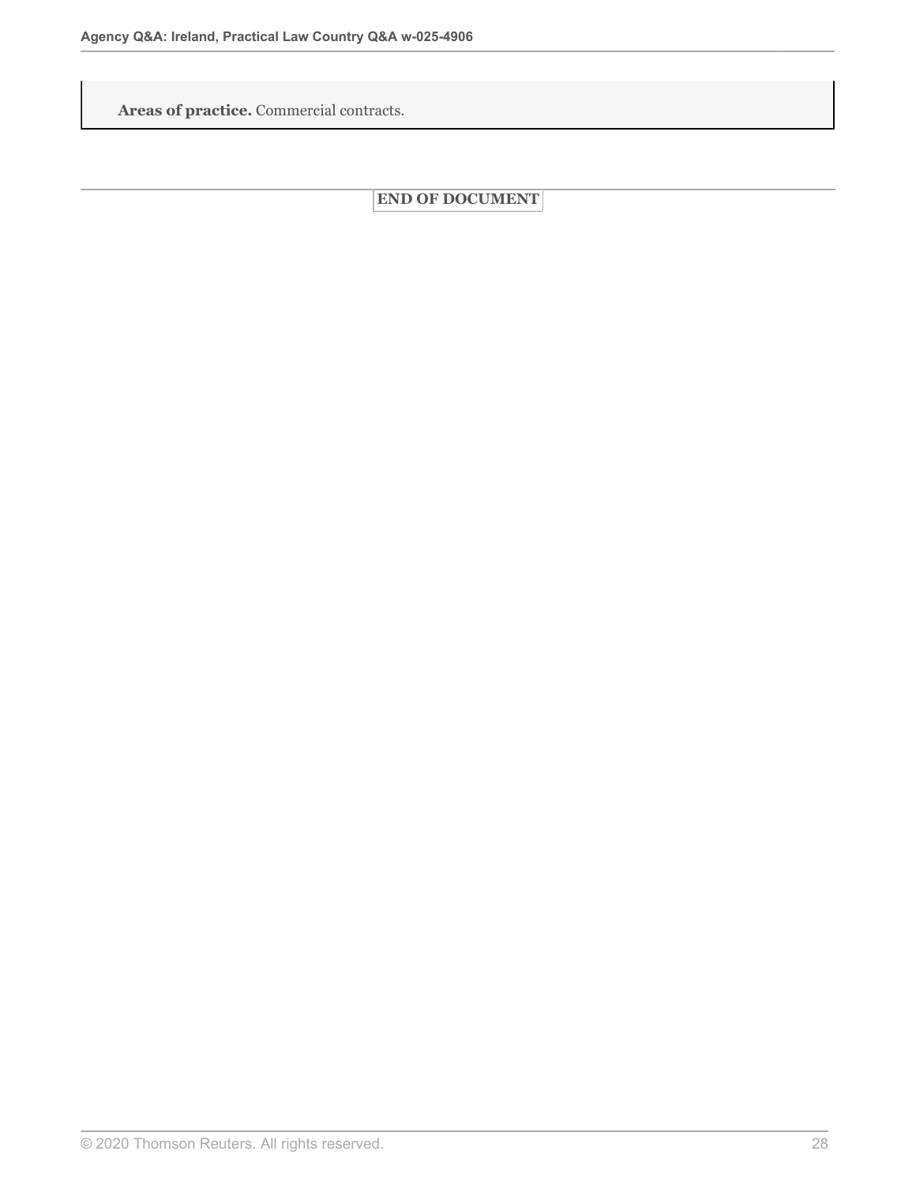**Areas of practice.** Commercial contracts.

---

**END OF DOCUMENT**